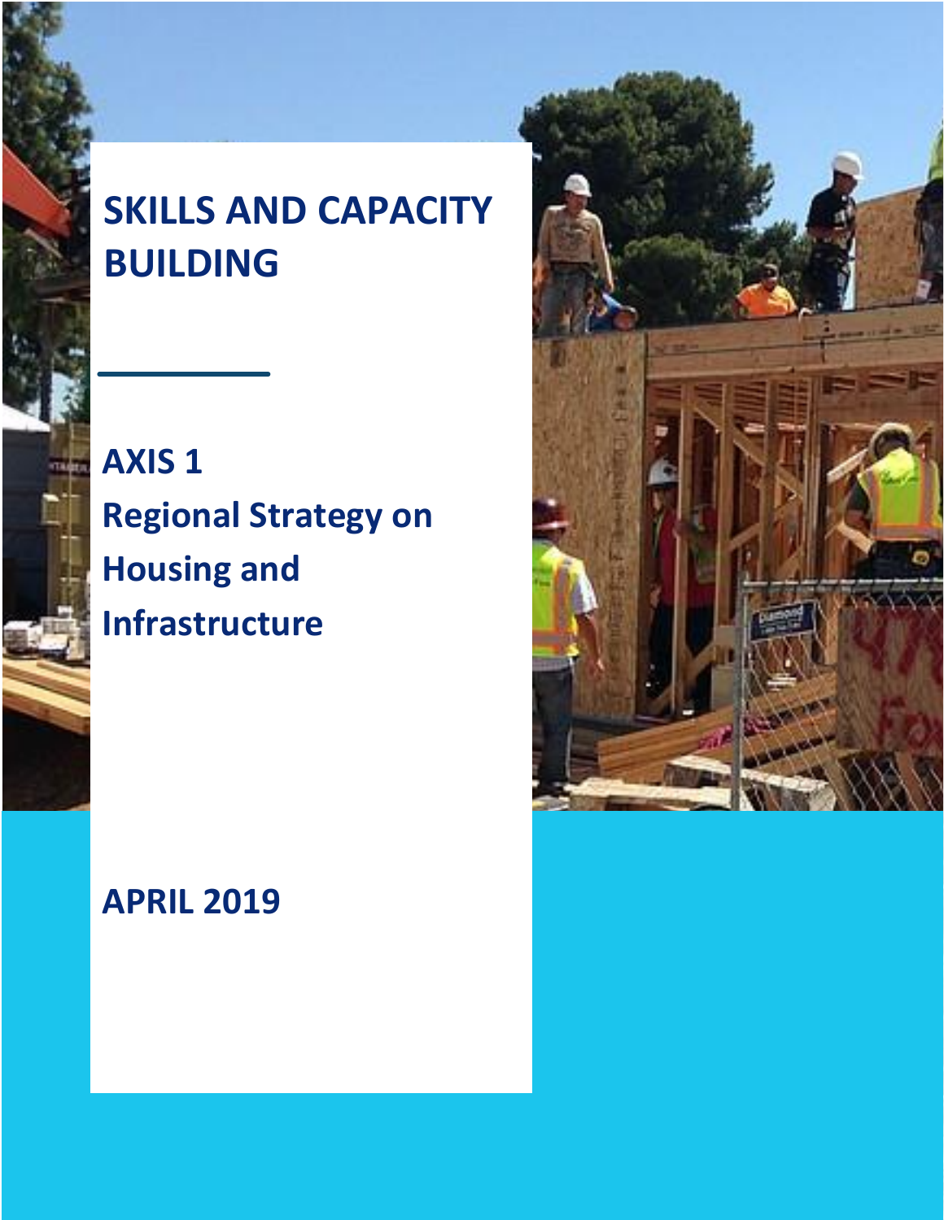# SKILLS AND CAPACITY BUILDING

## AXIS 1
## Regional Strategy on Housing and Infrastructure

**APRIL 2019**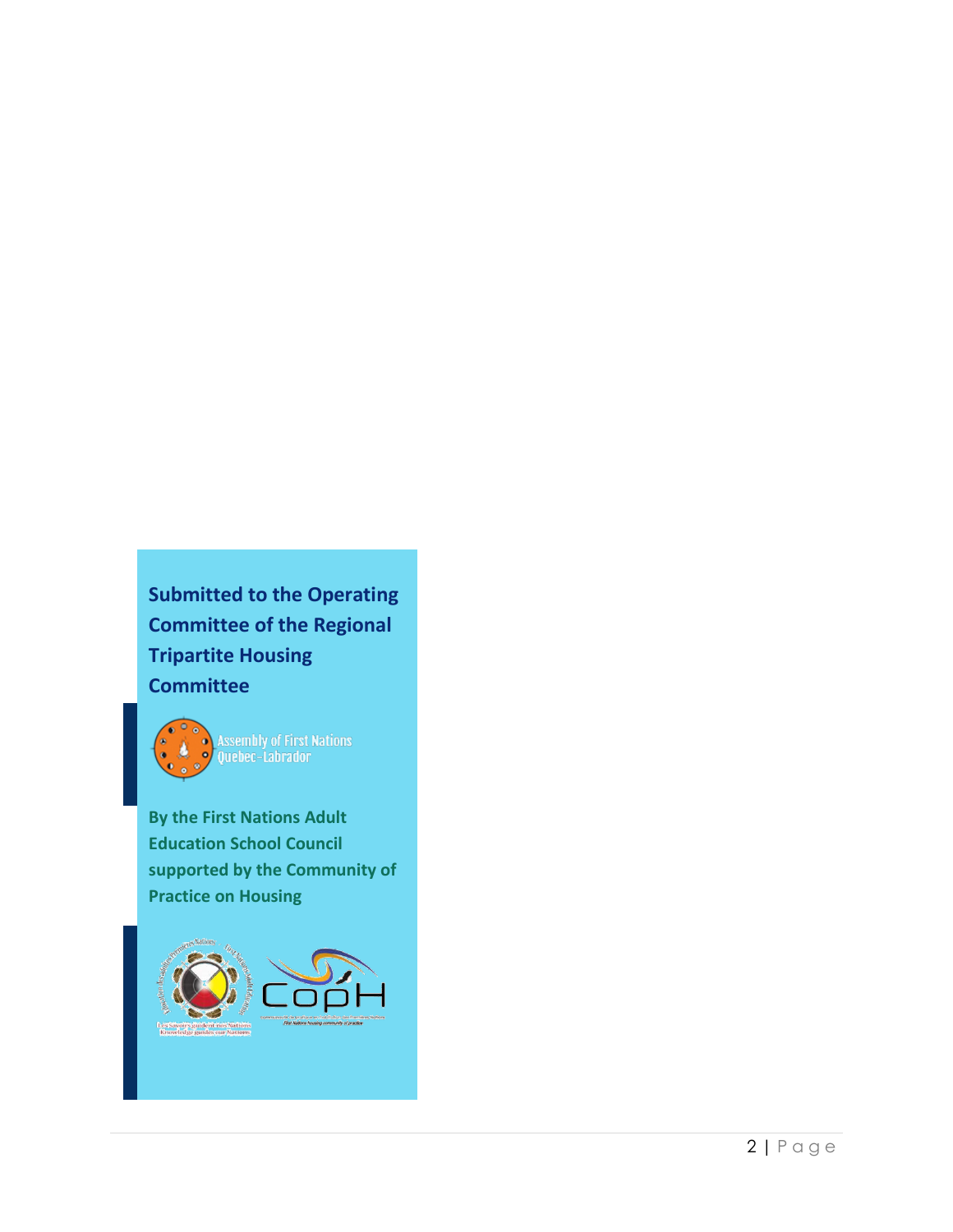**Submitted to the Operating Committee of the Regional Tripartite Housing Committee**

Assembly of First Nations Quebec-Labrador

**By the First Nations Adult Education School Council supported by the Community of Practice on Housing**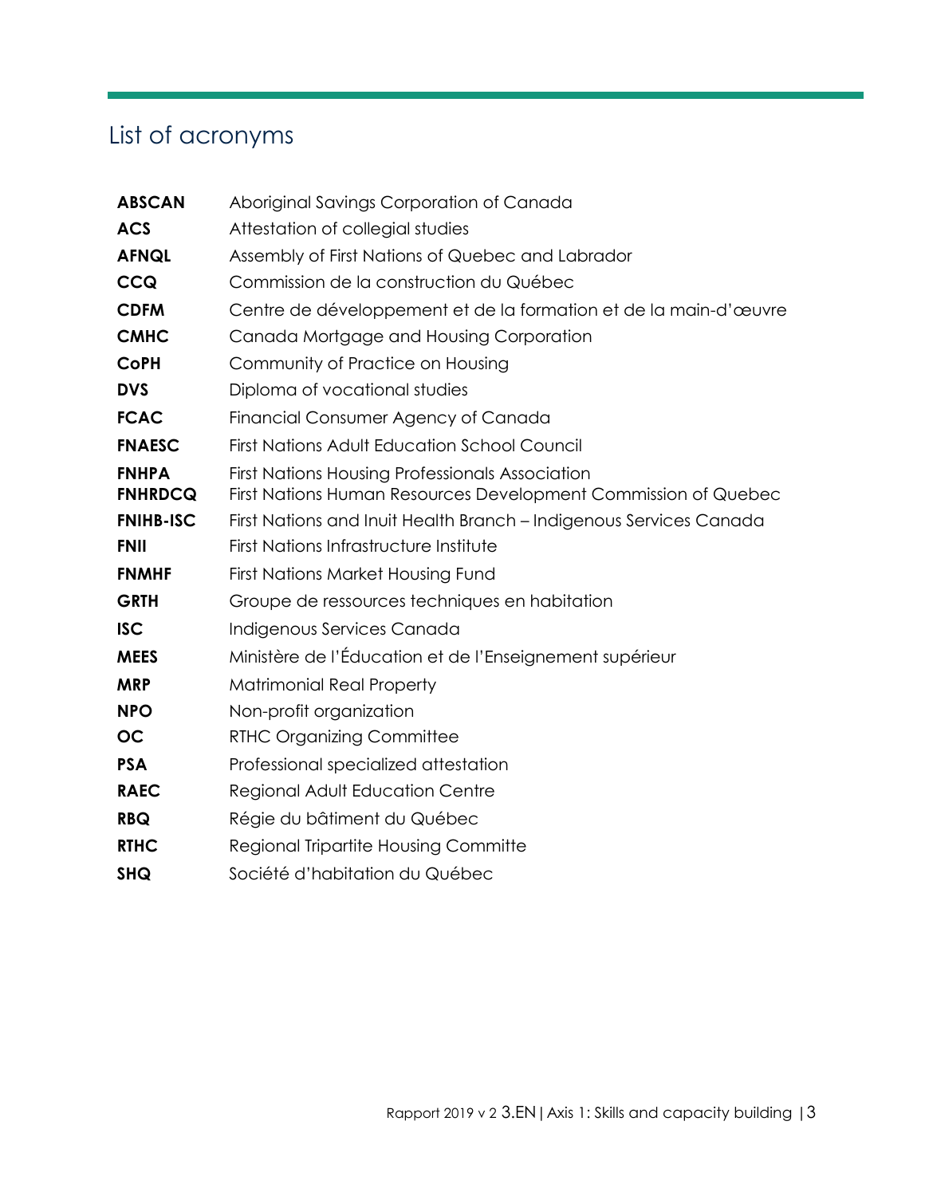## List of acronyms

| | |
|---|---|
| **ABSCAN** | Aboriginal Savings Corporation of Canada |
| **ACS** | Attestation of collegial studies |
| **AFNQL** | Assembly of First Nations of Quebec and Labrador |
| **CCQ** | Commission de la construction du Québec |
| **CDFM** | Centre de développement et de la formation et de la main-d'œuvre |
| **CMHC** | Canada Mortgage and Housing Corporation |
| **CoPH** | Community of Practice on Housing |
| **DVS** | Diploma of vocational studies |
| **FCAC** | Financial Consumer Agency of Canada |
| **FNAESC** | First Nations Adult Education School Council |
| **FNHPA** | First Nations Housing Professionals Association |
| **FNHRDCQ** | First Nations Human Resources Development Commission of Quebec |
| **FNIHB-ISC** | First Nations and Inuit Health Branch – Indigenous Services Canada |
| **FNII** | First Nations Infrastructure Institute |
| **FNMHF** | First Nations Market Housing Fund |
| **GRTH** | Groupe de ressources techniques en habitation |
| **ISC** | Indigenous Services Canada |
| **MEES** | Ministère de l'Éducation et de l'Enseignement supérieur |
| **MRP** | Matrimonial Real Property |
| **NPO** | Non-profit organization |
| **OC** | RTHC Organizing Committee |
| **PSA** | Professional specialized attestation |
| **RAEC** | Regional Adult Education Centre |
| **RBQ** | Régie du bâtiment du Québec |
| **RTHC** | Regional Tripartite Housing Committe |
| **SHQ** | Société d'habitation du Québec |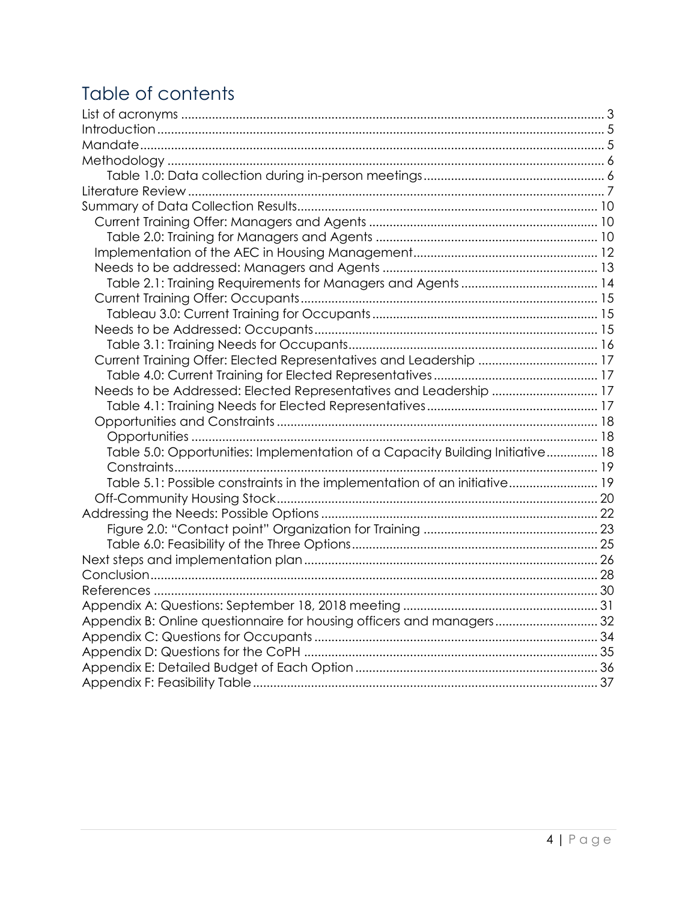# Table of contents

- List of acronyms ... 3
- Introduction ... 5
- Mandate ... 5
- Methodology ... 6
  - Table 1.0: Data collection during in-person meetings ... 6
- Literature Review ... 7
- Summary of Data Collection Results ... 10
  - Current Training Offer: Managers and Agents ... 10
    - Table 2.0: Training for Managers and Agents ... 10
  - Implementation of the AEC in Housing Management ... 12
  - Needs to be addressed: Managers and Agents ... 13
    - Table 2.1: Training Requirements for Managers and Agents ... 14
  - Current Training Offer: Occupants ... 15
    - Tableau 3.0: Current Training for Occupants ... 15
  - Needs to be Addressed: Occupants ... 15
    - Table 3.1: Training Needs for Occupants ... 16
  - Current Training Offer: Elected Representatives and Leadership ... 17
    - Table 4.0: Current Training for Elected Representatives ... 17
  - Needs to be Addressed: Elected Representatives and Leadership ... 17
    - Table 4.1: Training Needs for Elected Representatives ... 17
  - Opportunities and Constraints ... 18
    - Opportunities ... 18
    - Table 5.0: Opportunities: Implementation of a Capacity Building Initiative ... 18
    - Constraints ... 19
    - Table 5.1: Possible constraints in the implementation of an initiative ... 19
  - Off-Community Housing Stock ... 20
- Addressing the Needs: Possible Options ... 22
  - Figure 2.0: "Contact point" Organization for Training ... 23
  - Table 6.0: Feasibility of the Three Options ... 25
- Next steps and implementation plan ... 26
- Conclusion ... 28
- References ... 30
- Appendix A: Questions: September 18, 2018 meeting ... 31
- Appendix B: Online questionnaire for housing officers and managers ... 32
- Appendix C: Questions for Occupants ... 34
- Appendix D: Questions for the CoPH ... 35
- Appendix E: Detailed Budget of Each Option ... 36
- Appendix F: Feasibility Table ... 37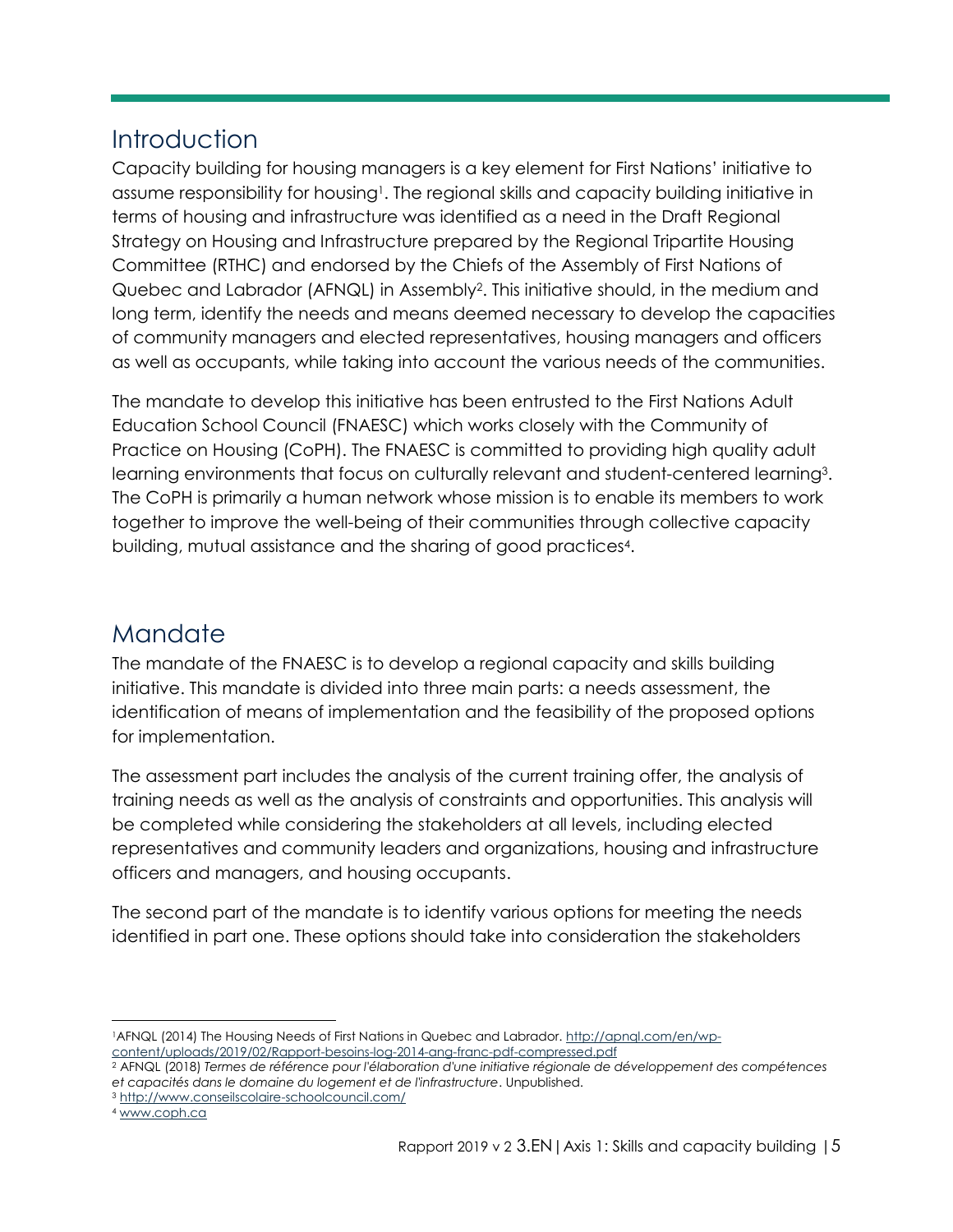## Introduction

Capacity building for housing managers is a key element for First Nations' initiative to assume responsibility for housing[1]. The regional skills and capacity building initiative in terms of housing and infrastructure was identified as a need in the Draft Regional Strategy on Housing and Infrastructure prepared by the Regional Tripartite Housing Committee (RTHC) and endorsed by the Chiefs of the Assembly of First Nations of Quebec and Labrador (AFNQL) in Assembly[2]. This initiative should, in the medium and long term, identify the needs and means deemed necessary to develop the capacities of community managers and elected representatives, housing managers and officers as well as occupants, while taking into account the various needs of the communities.

The mandate to develop this initiative has been entrusted to the First Nations Adult Education School Council (FNAESC) which works closely with the Community of Practice on Housing (CoPH). The FNAESC is committed to providing high quality adult learning environments that focus on culturally relevant and student-centered learning[3]. The CoPH is primarily a human network whose mission is to enable its members to work together to improve the well-being of their communities through collective capacity building, mutual assistance and the sharing of good practices[4].

## Mandate

The mandate of the FNAESC is to develop a regional capacity and skills building initiative. This mandate is divided into three main parts: a needs assessment, the identification of means of implementation and the feasibility of the proposed options for implementation.

The assessment part includes the analysis of the current training offer, the analysis of training needs as well as the analysis of constraints and opportunities. This analysis will be completed while considering the stakeholders at all levels, including elected representatives and community leaders and organizations, housing and infrastructure officers and managers, and housing occupants.

The second part of the mandate is to identify various options for meeting the needs identified in part one. These options should take into consideration the stakeholders

---

[1] AFNQL (2014) The Housing Needs of First Nations in Quebec and Labrador. http://apnql.com/en/wp-content/uploads/2019/02/Rapport-besoins-log-2014-ang-franc-pdf-compressed.pdf

[2] AFNQL (2018) *Termes de référence pour l'élaboration d'une initiative régionale de développement des compétences et capacités dans le domaine du logement et de l'infrastructure*. Unpublished.

[3] http://www.conseilscolaire-schoolcouncil.com/

[4] www.coph.ca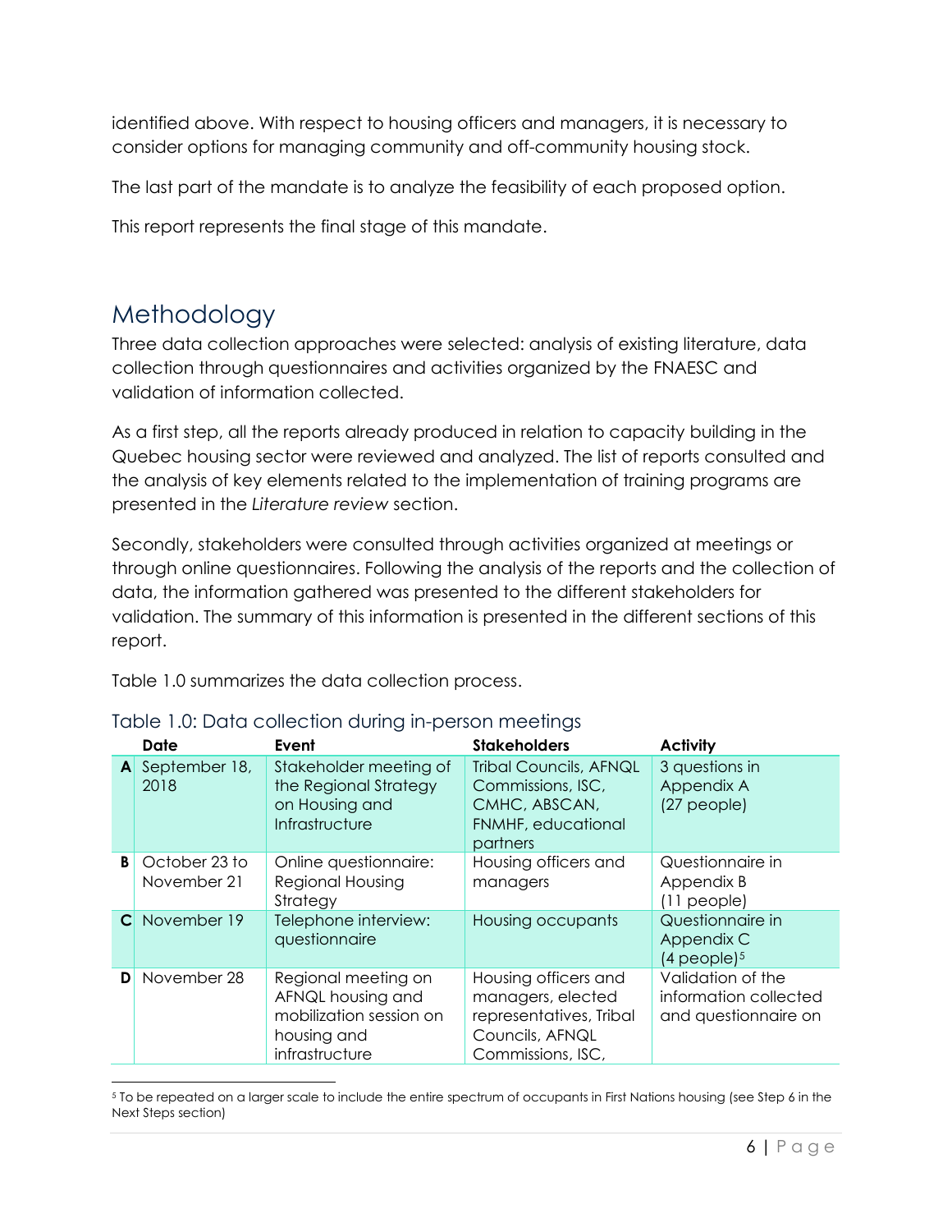identified above. With respect to housing officers and managers, it is necessary to consider options for managing community and off-community housing stock.

The last part of the mandate is to analyze the feasibility of each proposed option.

This report represents the final stage of this mandate.

# Methodology

Three data collection approaches were selected: analysis of existing literature, data collection through questionnaires and activities organized by the FNAESC and validation of information collected.

As a first step, all the reports already produced in relation to capacity building in the Quebec housing sector were reviewed and analyzed. The list of reports consulted and the analysis of key elements related to the implementation of training programs are presented in the *Literature review* section.

Secondly, stakeholders were consulted through activities organized at meetings or through online questionnaires. Following the analysis of the reports and the collection of data, the information gathered was presented to the different stakeholders for validation. The summary of this information is presented in the different sections of this report.

Table 1.0 summarizes the data collection process.

## Table 1.0: Data collection during in-person meetings

| | Date | Event | Stakeholders | Activity |
|---|---|---|---|---|
| **A** | September 18, 2018 | Stakeholder meeting of the Regional Strategy on Housing and Infrastructure | Tribal Councils, AFNQL Commissions, ISC, CMHC, ABSCAN, FNMHF, educational partners | 3 questions in Appendix A (27 people) |
| **B** | October 23 to November 21 | Online questionnaire: Regional Housing Strategy | Housing officers and managers | Questionnaire in Appendix B (11 people) |
| **C** | November 19 | Telephone interview: questionnaire | Housing occupants | Questionnaire in Appendix C (4 people)[5] |
| **D** | November 28 | Regional meeting on AFNQL housing and mobilization session on housing and infrastructure | Housing officers and managers, elected representatives, Tribal Councils, AFNQL Commissions, ISC, | Validation of the information collected and questionnaire on |

[5] To be repeated on a larger scale to include the entire spectrum of occupants in First Nations housing (see Step 6 in the Next Steps section)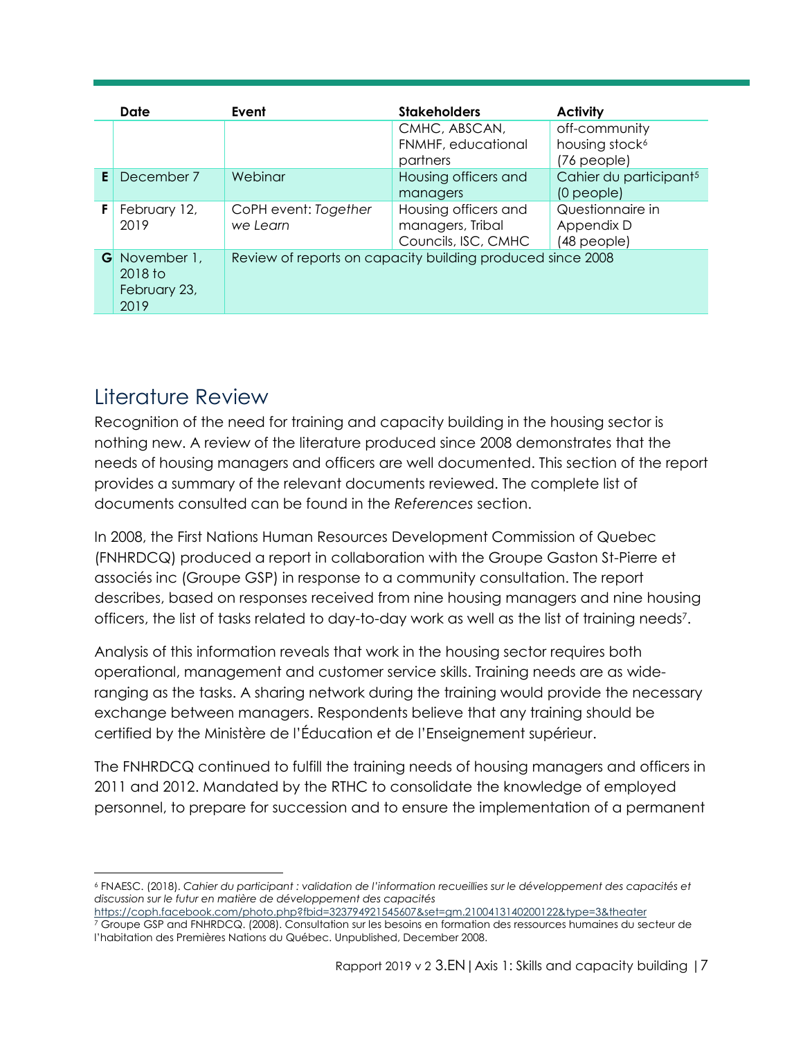| | Date | Event | Stakeholders | Activity |
|---|---|---|---|---|
| | | | CMHC, ABSCAN, FNMHF, educational partners | off-community housing stock[6] (76 people) |
| E | December 7 | Webinar | Housing officers and managers | Cahier du participant[5] (0 people) |
| F | February 12, 2019 | CoPH event: *Together we Learn* | Housing officers and managers, Tribal Councils, ISC, CMHC | Questionnaire in Appendix D (48 people) |
| G | November 1, 2018 to February 23, 2019 | Review of reports on capacity building produced since 2008 | | |

## Literature Review

Recognition of the need for training and capacity building in the housing sector is nothing new. A review of the literature produced since 2008 demonstrates that the needs of housing managers and officers are well documented. This section of the report provides a summary of the relevant documents reviewed. The complete list of documents consulted can be found in the *References* section.

In 2008, the First Nations Human Resources Development Commission of Quebec (FNHRDCQ) produced a report in collaboration with the Groupe Gaston St-Pierre et associés inc (Groupe GSP) in response to a community consultation. The report describes, based on responses received from nine housing managers and nine housing officers, the list of tasks related to day-to-day work as well as the list of training needs[7].

Analysis of this information reveals that work in the housing sector requires both operational, management and customer service skills. Training needs are as wide-ranging as the tasks. A sharing network during the training would provide the necessary exchange between managers. Respondents believe that any training should be certified by the Ministère de l'Éducation et de l'Enseignement supérieur.

The FNHRDCQ continued to fulfill the training needs of housing managers and officers in 2011 and 2012. Mandated by the RTHC to consolidate the knowledge of employed personnel, to prepare for succession and to ensure the implementation of a permanent

---

[6] FNAESC. (2018). *Cahier du participant : validation de l'information recueillies sur le développement des capacités et discussion sur le futur en matière de développement des capacités* https://coph.facebook.com/photo.php?fbid=323794921545607&set=gm.2100413140200122&type=3&theater

[7] Groupe GSP and FNHRDCQ. (2008). Consultation sur les besoins en formation des ressources humaines du secteur de l'habitation des Premières Nations du Québec. Unpublished, December 2008.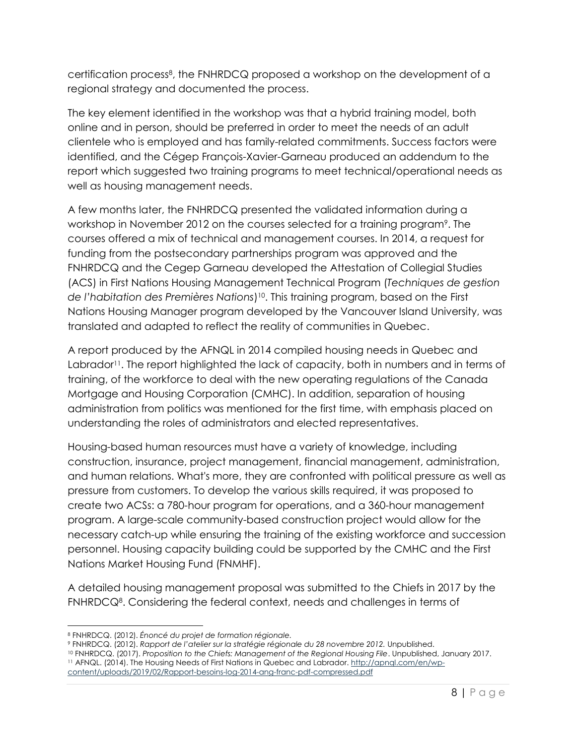certification process[8], the FNHRDCQ proposed a workshop on the development of a regional strategy and documented the process.

The key element identified in the workshop was that a hybrid training model, both online and in person, should be preferred in order to meet the needs of an adult clientele who is employed and has family-related commitments. Success factors were identified, and the Cégep François-Xavier-Garneau produced an addendum to the report which suggested two training programs to meet technical/operational needs as well as housing management needs.

A few months later, the FNHRDCQ presented the validated information during a workshop in November 2012 on the courses selected for a training program[9]. The courses offered a mix of technical and management courses. In 2014, a request for funding from the postsecondary partnerships program was approved and the FNHRDCQ and the Cegep Garneau developed the Attestation of Collegial Studies (ACS) in First Nations Housing Management Technical Program (*Techniques de gestion de l'habitation des Premières Nations*)[10]. This training program, based on the First Nations Housing Manager program developed by the Vancouver Island University, was translated and adapted to reflect the reality of communities in Quebec.

A report produced by the AFNQL in 2014 compiled housing needs in Quebec and Labrador[11]. The report highlighted the lack of capacity, both in numbers and in terms of training, of the workforce to deal with the new operating regulations of the Canada Mortgage and Housing Corporation (CMHC). In addition, separation of housing administration from politics was mentioned for the first time, with emphasis placed on understanding the roles of administrators and elected representatives.

Housing-based human resources must have a variety of knowledge, including construction, insurance, project management, financial management, administration, and human relations. What's more, they are confronted with political pressure as well as pressure from customers. To develop the various skills required, it was proposed to create two ACSs: a 780-hour program for operations, and a 360-hour management program. A large-scale community-based construction project would allow for the necessary catch-up while ensuring the training of the existing workforce and succession personnel. Housing capacity building could be supported by the CMHC and the First Nations Market Housing Fund (FNMHF).

A detailed housing management proposal was submitted to the Chiefs in 2017 by the FNHRDCQ[8]. Considering the federal context, needs and challenges in terms of

---

[8] FNHRDCQ. (2012). *Énoncé du projet de formation régionale.*

[9] FNHRDCQ. (2012). *Rapport de l'atelier sur la stratégie régionale du 28 novembre 2012.* Unpublished.

[10] FNHRDCQ. (2017). *Proposition to the Chiefs: Management of the Regional Housing File*. Unpublished, January 2017.

[11] AFNQL. (2014). The Housing Needs of First Nations in Quebec and Labrador. http://apnql.com/en/wp-content/uploads/2019/02/Rapport-besoins-log-2014-ang-franc-pdf-compressed.pdf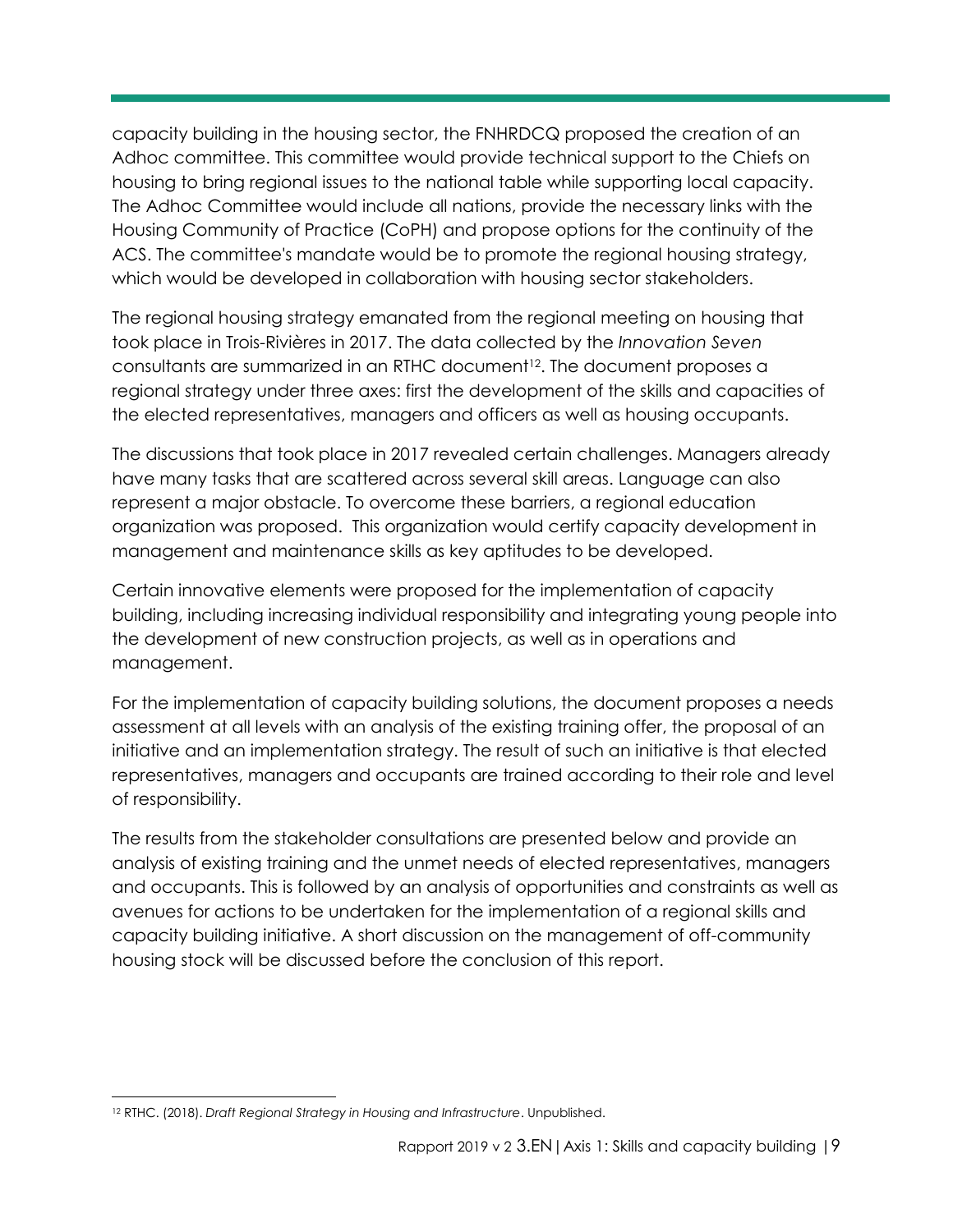capacity building in the housing sector, the FNHRDCQ proposed the creation of an Adhoc committee. This committee would provide technical support to the Chiefs on housing to bring regional issues to the national table while supporting local capacity. The Adhoc Committee would include all nations, provide the necessary links with the Housing Community of Practice (CoPH) and propose options for the continuity of the ACS. The committee's mandate would be to promote the regional housing strategy, which would be developed in collaboration with housing sector stakeholders.

The regional housing strategy emanated from the regional meeting on housing that took place in Trois-Rivières in 2017. The data collected by the *Innovation Seven* consultants are summarized in an RTHC document[12]. The document proposes a regional strategy under three axes: first the development of the skills and capacities of the elected representatives, managers and officers as well as housing occupants.

The discussions that took place in 2017 revealed certain challenges. Managers already have many tasks that are scattered across several skill areas. Language can also represent a major obstacle. To overcome these barriers, a regional education organization was proposed. This organization would certify capacity development in management and maintenance skills as key aptitudes to be developed.

Certain innovative elements were proposed for the implementation of capacity building, including increasing individual responsibility and integrating young people into the development of new construction projects, as well as in operations and management.

For the implementation of capacity building solutions, the document proposes a needs assessment at all levels with an analysis of the existing training offer, the proposal of an initiative and an implementation strategy. The result of such an initiative is that elected representatives, managers and occupants are trained according to their role and level of responsibility.

The results from the stakeholder consultations are presented below and provide an analysis of existing training and the unmet needs of elected representatives, managers and occupants. This is followed by an analysis of opportunities and constraints as well as avenues for actions to be undertaken for the implementation of a regional skills and capacity building initiative. A short discussion on the management of off-community housing stock will be discussed before the conclusion of this report.

[12] RTHC. (2018). *Draft Regional Strategy in Housing and Infrastructure*. Unpublished.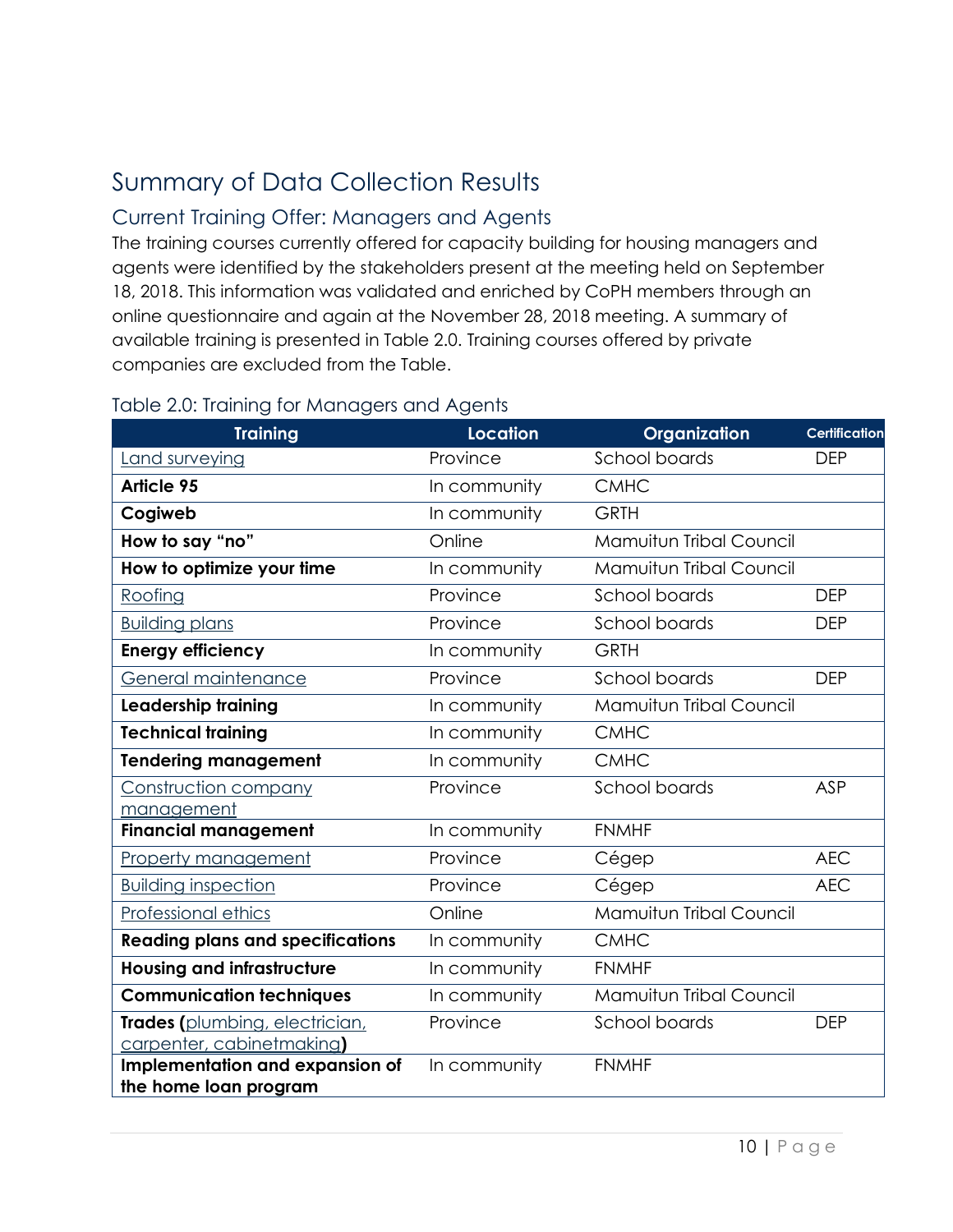# Summary of Data Collection Results

## Current Training Offer: Managers and Agents

The training courses currently offered for capacity building for housing managers and agents were identified by the stakeholders present at the meeting held on September 18, 2018. This information was validated and enriched by CoPH members through an online questionnaire and again at the November 28, 2018 meeting. A summary of available training is presented in Table 2.0. Training courses offered by private companies are excluded from the Table.

### Table 2.0: Training for Managers and Agents

| Training | Location | Organization | Certification |
|---|---|---|---|
| Land surveying | Province | School boards | DEP |
| **Article 95** | In community | CMHC | |
| **Cogiweb** | In community | GRTH | |
| **How to say "no"** | Online | Mamuitun Tribal Council | |
| **How to optimize your time** | In community | Mamuitun Tribal Council | |
| Roofing | Province | School boards | DEP |
| Building plans | Province | School boards | DEP |
| **Energy efficiency** | In community | GRTH | |
| General maintenance | Province | School boards | DEP |
| **Leadership training** | In community | Mamuitun Tribal Council | |
| **Technical training** | In community | CMHC | |
| **Tendering management** | In community | CMHC | |
| Construction company management | Province | School boards | ASP |
| **Financial management** | In community | FNMHF | |
| Property management | Province | Cégep | AEC |
| Building inspection | Province | Cégep | AEC |
| Professional ethics | Online | Mamuitun Tribal Council | |
| **Reading plans and specifications** | In community | CMHC | |
| **Housing and infrastructure** | In community | FNMHF | |
| **Communication techniques** | In community | Mamuitun Tribal Council | |
| **Trades (**plumbing, electrician, carpenter, cabinetmaking**)** | Province | School boards | DEP |
| **Implementation and expansion of the home loan program** | In community | FNMHF | |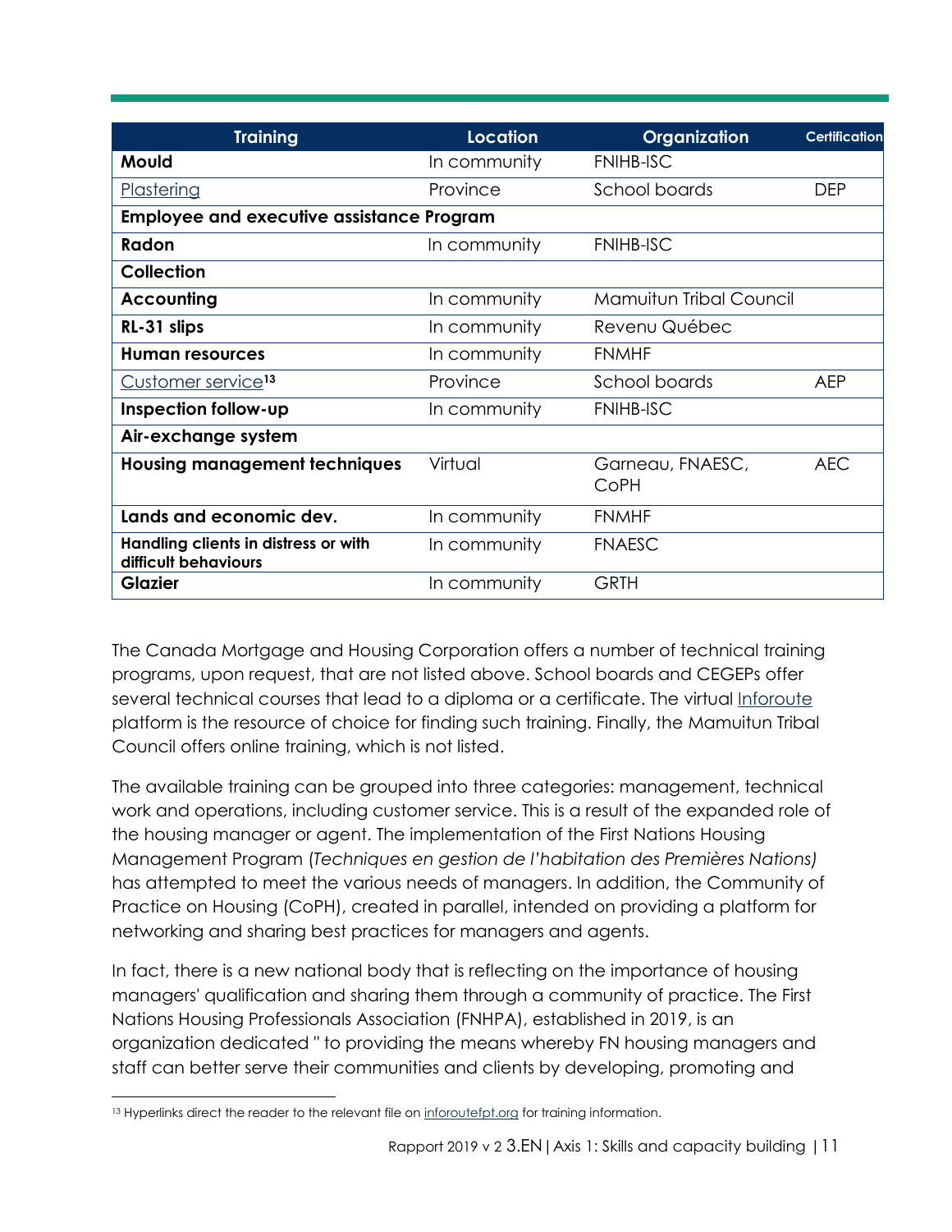| Training | Location | Organization | Certification |
|---|---|---|---|
| **Mould** | In community | FNIHB-ISC | |
| Plastering | Province | School boards | DEP |
| **Employee and executive assistance Program** | | | |
| **Radon** | In community | FNIHB-ISC | |
| **Collection** | | | |
| **Accounting** | In community | Mamuitun Tribal Council | |
| **RL-31 slips** | In community | Revenu Québec | |
| **Human resources** | In community | FNMHF | |
| Customer service[13] | Province | School boards | AEP |
| **Inspection follow-up** | In community | FNIHB-ISC | |
| **Air-exchange system** | | | |
| **Housing management techniques** | Virtual | Garneau, FNAESC, CoPH | AEC |
| **Lands and economic dev.** | In community | FNMHF | |
| **Handling clients in distress or with difficult behaviours** | In community | FNAESC | |
| **Glazier** | In community | GRTH | |

The Canada Mortgage and Housing Corporation offers a number of technical training programs, upon request, that are not listed above. School boards and CEGEPs offer several technical courses that lead to a diploma or a certificate. The virtual Inforoute platform is the resource of choice for finding such training. Finally, the Mamuitun Tribal Council offers online training, which is not listed.

The available training can be grouped into three categories: management, technical work and operations, including customer service. This is a result of the expanded role of the housing manager or agent. The implementation of the First Nations Housing Management Program (*Techniques en gestion de l'habitation des Premières Nations)* has attempted to meet the various needs of managers. In addition, the Community of Practice on Housing (CoPH), created in parallel, intended on providing a platform for networking and sharing best practices for managers and agents.

In fact, there is a new national body that is reflecting on the importance of housing managers' qualification and sharing them through a community of practice. The First Nations Housing Professionals Association (FNHPA), established in 2019, is an organization dedicated " to providing the means whereby FN housing managers and staff can better serve their communities and clients by developing, promoting and

[13] Hyperlinks direct the reader to the relevant file on inforoutefpt.org for training information.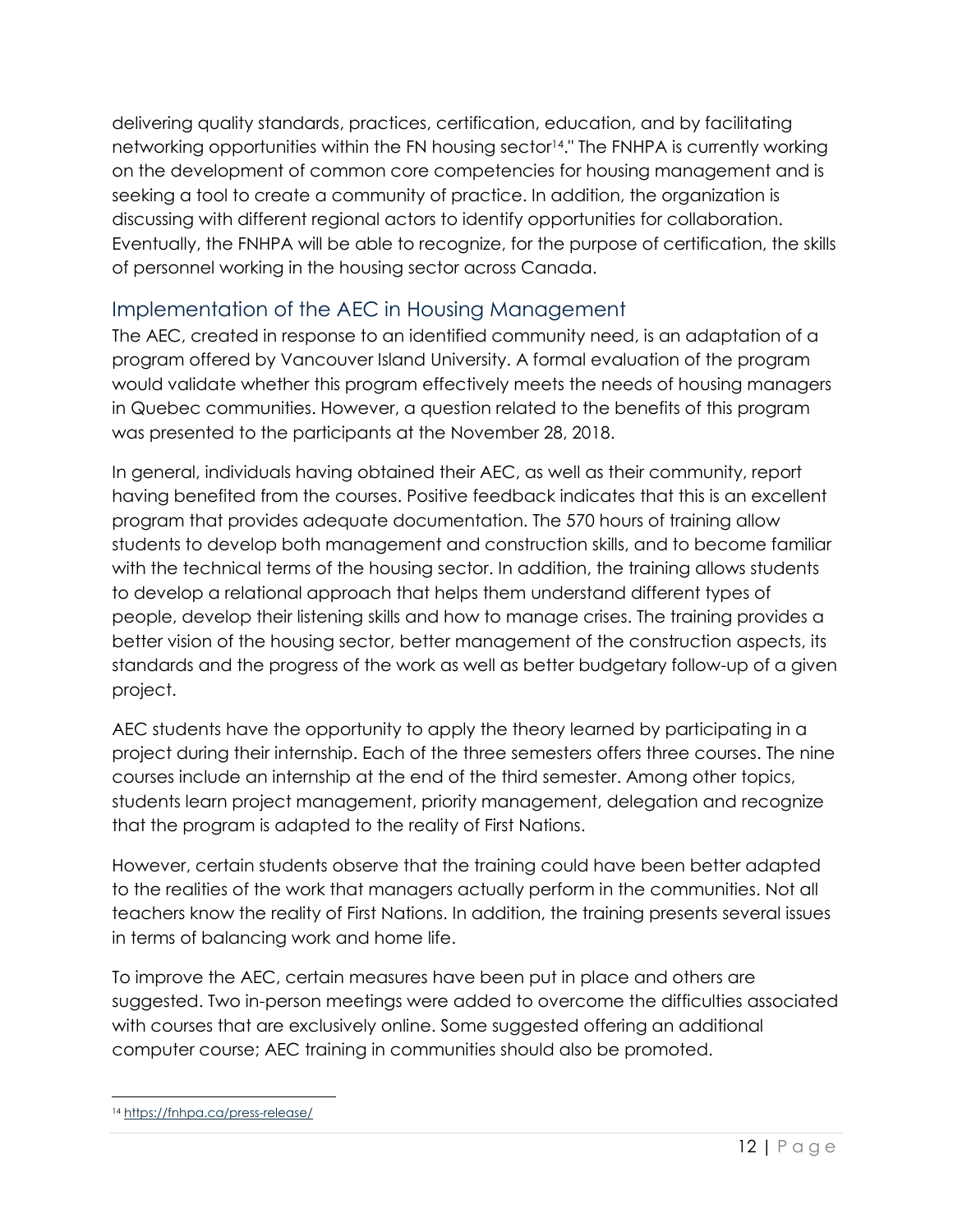delivering quality standards, practices, certification, education, and by facilitating networking opportunities within the FN housing sector[14]." The FNHPA is currently working on the development of common core competencies for housing management and is seeking a tool to create a community of practice. In addition, the organization is discussing with different regional actors to identify opportunities for collaboration. Eventually, the FNHPA will be able to recognize, for the purpose of certification, the skills of personnel working in the housing sector across Canada.

## Implementation of the AEC in Housing Management

The AEC, created in response to an identified community need, is an adaptation of a program offered by Vancouver Island University. A formal evaluation of the program would validate whether this program effectively meets the needs of housing managers in Quebec communities. However, a question related to the benefits of this program was presented to the participants at the November 28, 2018.

In general, individuals having obtained their AEC, as well as their community, report having benefited from the courses. Positive feedback indicates that this is an excellent program that provides adequate documentation. The 570 hours of training allow students to develop both management and construction skills, and to become familiar with the technical terms of the housing sector. In addition, the training allows students to develop a relational approach that helps them understand different types of people, develop their listening skills and how to manage crises. The training provides a better vision of the housing sector, better management of the construction aspects, its standards and the progress of the work as well as better budgetary follow-up of a given project.

AEC students have the opportunity to apply the theory learned by participating in a project during their internship. Each of the three semesters offers three courses. The nine courses include an internship at the end of the third semester. Among other topics, students learn project management, priority management, delegation and recognize that the program is adapted to the reality of First Nations.

However, certain students observe that the training could have been better adapted to the realities of the work that managers actually perform in the communities. Not all teachers know the reality of First Nations. In addition, the training presents several issues in terms of balancing work and home life.

To improve the AEC, certain measures have been put in place and others are suggested. Two in-person meetings were added to overcome the difficulties associated with courses that are exclusively online. Some suggested offering an additional computer course; AEC training in communities should also be promoted.

[14] https://fnhpa.ca/press-release/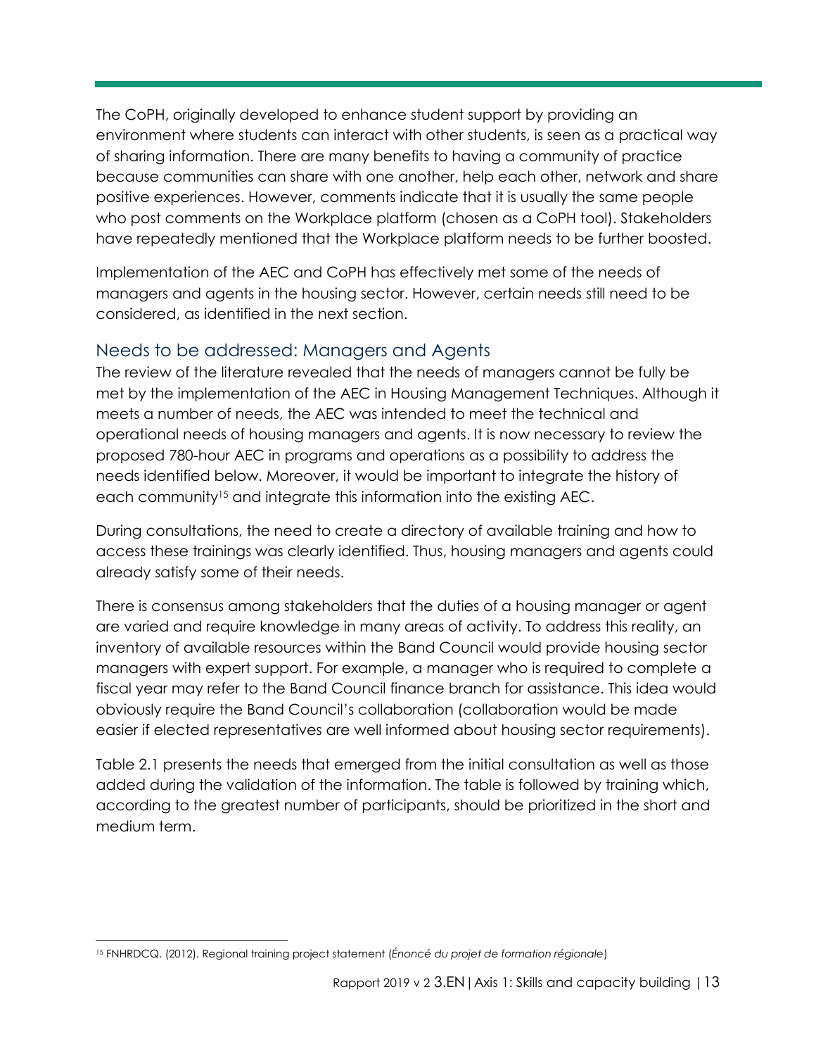The CoPH, originally developed to enhance student support by providing an environment where students can interact with other students, is seen as a practical way of sharing information. There are many benefits to having a community of practice because communities can share with one another, help each other, network and share positive experiences. However, comments indicate that it is usually the same people who post comments on the Workplace platform (chosen as a CoPH tool). Stakeholders have repeatedly mentioned that the Workplace platform needs to be further boosted.

Implementation of the AEC and CoPH has effectively met some of the needs of managers and agents in the housing sector. However, certain needs still need to be considered, as identified in the next section.

## Needs to be addressed: Managers and Agents

The review of the literature revealed that the needs of managers cannot be fully be met by the implementation of the AEC in Housing Management Techniques. Although it meets a number of needs, the AEC was intended to meet the technical and operational needs of housing managers and agents. It is now necessary to review the proposed 780-hour AEC in programs and operations as a possibility to address the needs identified below. Moreover, it would be important to integrate the history of each community[15] and integrate this information into the existing AEC.

During consultations, the need to create a directory of available training and how to access these trainings was clearly identified. Thus, housing managers and agents could already satisfy some of their needs.

There is consensus among stakeholders that the duties of a housing manager or agent are varied and require knowledge in many areas of activity. To address this reality, an inventory of available resources within the Band Council would provide housing sector managers with expert support. For example, a manager who is required to complete a fiscal year may refer to the Band Council finance branch for assistance. This idea would obviously require the Band Council's collaboration (collaboration would be made easier if elected representatives are well informed about housing sector requirements).

Table 2.1 presents the needs that emerged from the initial consultation as well as those added during the validation of the information. The table is followed by training which, according to the greatest number of participants, should be prioritized in the short and medium term.

---

[15] FNHRDCQ. (2012). Regional training project statement (*Énoncé du projet de formation régionale*)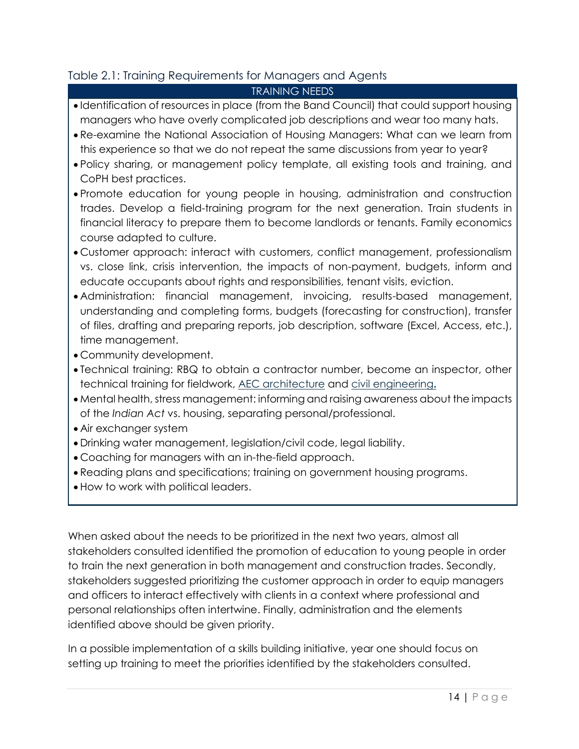Table 2.1: Training Requirements for Managers and Agents

| TRAINING NEEDS |
| --- |
| • Identification of resources in place (from the Band Council) that could support housing managers who have overly complicated job descriptions and wear too many hats.<br>• Re-examine the National Association of Housing Managers: What can we learn from this experience so that we do not repeat the same discussions from year to year?<br>• Policy sharing, or management policy template, all existing tools and training, and CoPH best practices.<br>• Promote education for young people in housing, administration and construction trades. Develop a field-training program for the next generation. Train students in financial literacy to prepare them to become landlords or tenants. Family economics course adapted to culture.<br>• Customer approach: interact with customers, conflict management, professionalism vs. close link, crisis intervention, the impacts of non-payment, budgets, inform and educate occupants about rights and responsibilities, tenant visits, eviction.<br>• Administration: financial management, invoicing, results-based management, understanding and completing forms, budgets (forecasting for construction), transfer of files, drafting and preparing reports, job description, software (Excel, Access, etc.), time management.<br>• Community development.<br>• Technical training: RBQ to obtain a contractor number, become an inspector, other technical training for fieldwork, AEC architecture and civil engineering.<br>• Mental health, stress management: informing and raising awareness about the impacts of the *Indian Act* vs. housing, separating personal/professional.<br>• Air exchanger system<br>• Drinking water management, legislation/civil code, legal liability.<br>• Coaching for managers with an in-the-field approach.<br>• Reading plans and specifications; training on government housing programs.<br>• How to work with political leaders. |

When asked about the needs to be prioritized in the next two years, almost all stakeholders consulted identified the promotion of education to young people in order to train the next generation in both management and construction trades. Secondly, stakeholders suggested prioritizing the customer approach in order to equip managers and officers to interact effectively with clients in a context where professional and personal relationships often intertwine. Finally, administration and the elements identified above should be given priority.

In a possible implementation of a skills building initiative, year one should focus on setting up training to meet the priorities identified by the stakeholders consulted.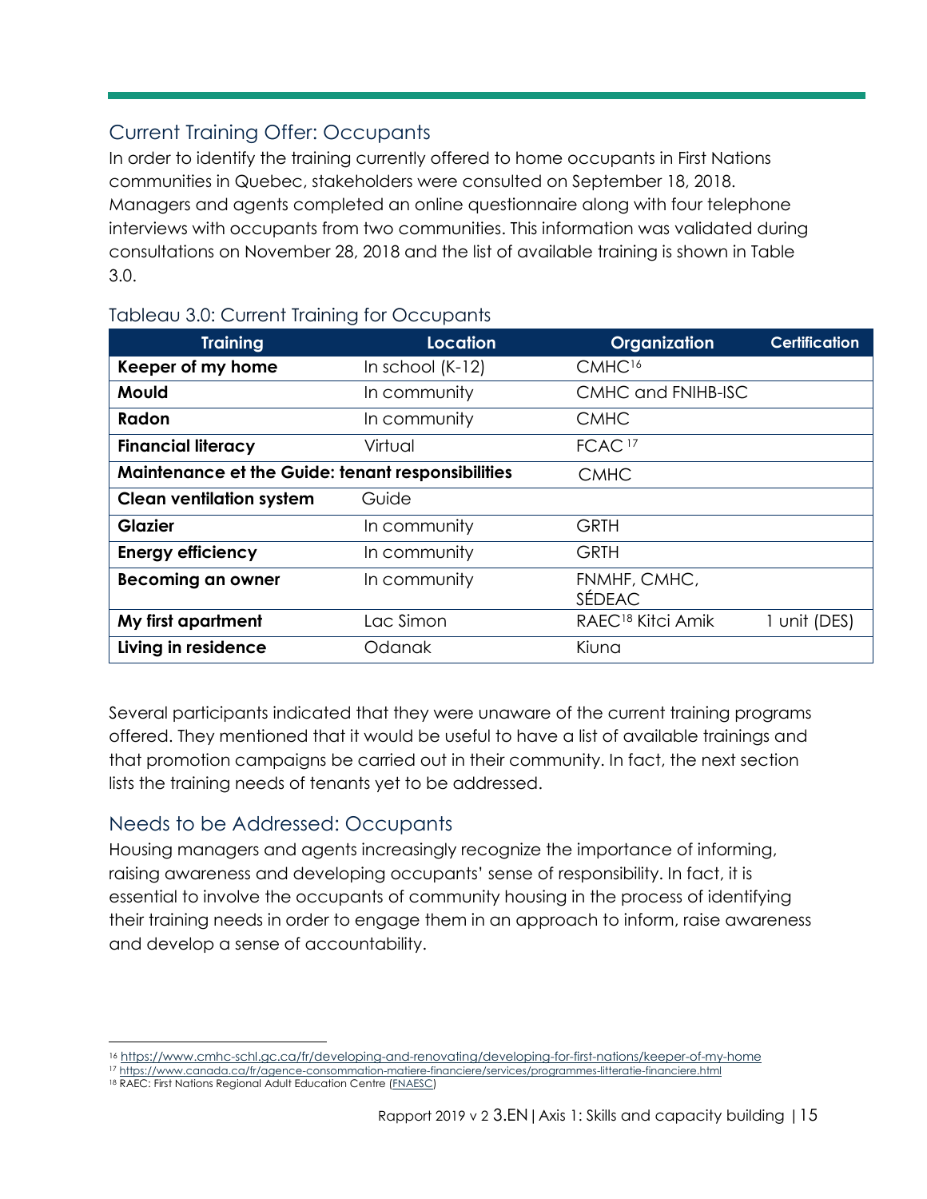## Current Training Offer: Occupants

In order to identify the training currently offered to home occupants in First Nations communities in Quebec, stakeholders were consulted on September 18, 2018. Managers and agents completed an online questionnaire along with four telephone interviews with occupants from two communities. This information was validated during consultations on November 28, 2018 and the list of available training is shown in Table 3.0.

### Tableau 3.0: Current Training for Occupants

| Training | Location | Organization | Certification |
|---|---|---|---|
| **Keeper of my home** | In school (K-12) | CMHC[16] | |
| **Mould** | In community | CMHC and FNIHB-ISC | |
| **Radon** | In community | CMHC | |
| **Financial literacy** | Virtual | FCAC[17] | |
| **Maintenance et the Guide: tenant responsibilities** | | CMHC | |
| **Clean ventilation system** | Guide | | |
| **Glazier** | In community | GRTH | |
| **Energy efficiency** | In community | GRTH | |
| **Becoming an owner** | In community | FNMHF, CMHC, SÉDEAC | |
| **My first apartment** | Lac Simon | RAEC[18] Kitci Amik | 1 unit (DES) |
| **Living in residence** | Odanak | Kiuna | |

Several participants indicated that they were unaware of the current training programs offered. They mentioned that it would be useful to have a list of available trainings and that promotion campaigns be carried out in their community. In fact, the next section lists the training needs of tenants yet to be addressed.

## Needs to be Addressed: Occupants

Housing managers and agents increasingly recognize the importance of informing, raising awareness and developing occupants' sense of responsibility. In fact, it is essential to involve the occupants of community housing in the process of identifying their training needs in order to engage them in an approach to inform, raise awareness and develop a sense of accountability.

---

[16] https://www.cmhc-schl.gc.ca/fr/developing-and-renovating/developing-for-first-nations/keeper-of-my-home

[17] https://www.canada.ca/fr/agence-consommation-matiere-financiere/services/programmes-litteratie-financiere.html

[18] RAEC: First Nations Regional Adult Education Centre (FNAESC)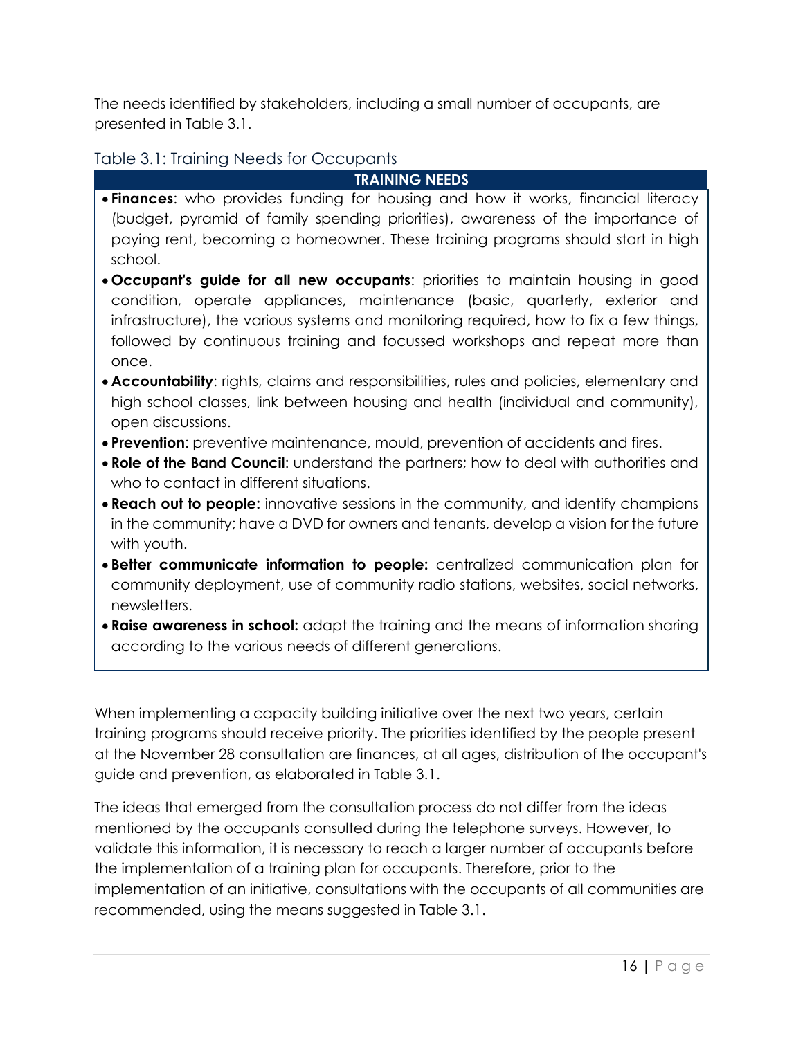The needs identified by stakeholders, including a small number of occupants, are presented in Table 3.1.

### Table 3.1: Training Needs for Occupants

| TRAINING NEEDS |
| --- |
| • **Finances**: who provides funding for housing and how it works, financial literacy (budget, pyramid of family spending priorities), awareness of the importance of paying rent, becoming a homeowner. These training programs should start in high school.<br>• **Occupant's guide for all new occupants**: priorities to maintain housing in good condition, operate appliances, maintenance (basic, quarterly, exterior and infrastructure), the various systems and monitoring required, how to fix a few things, followed by continuous training and focussed workshops and repeat more than once.<br>• **Accountability**: rights, claims and responsibilities, rules and policies, elementary and high school classes, link between housing and health (individual and community), open discussions.<br>• **Prevention**: preventive maintenance, mould, prevention of accidents and fires.<br>• **Role of the Band Council**: understand the partners; how to deal with authorities and who to contact in different situations.<br>• **Reach out to people:** innovative sessions in the community, and identify champions in the community; have a DVD for owners and tenants, develop a vision for the future with youth.<br>• **Better communicate information to people:** centralized communication plan for community deployment, use of community radio stations, websites, social networks, newsletters.<br>• **Raise awareness in school:** adapt the training and the means of information sharing according to the various needs of different generations. |

When implementing a capacity building initiative over the next two years, certain training programs should receive priority. The priorities identified by the people present at the November 28 consultation are finances, at all ages, distribution of the occupant's guide and prevention, as elaborated in Table 3.1.

The ideas that emerged from the consultation process do not differ from the ideas mentioned by the occupants consulted during the telephone surveys. However, to validate this information, it is necessary to reach a larger number of occupants before the implementation of a training plan for occupants. Therefore, prior to the implementation of an initiative, consultations with the occupants of all communities are recommended, using the means suggested in Table 3.1.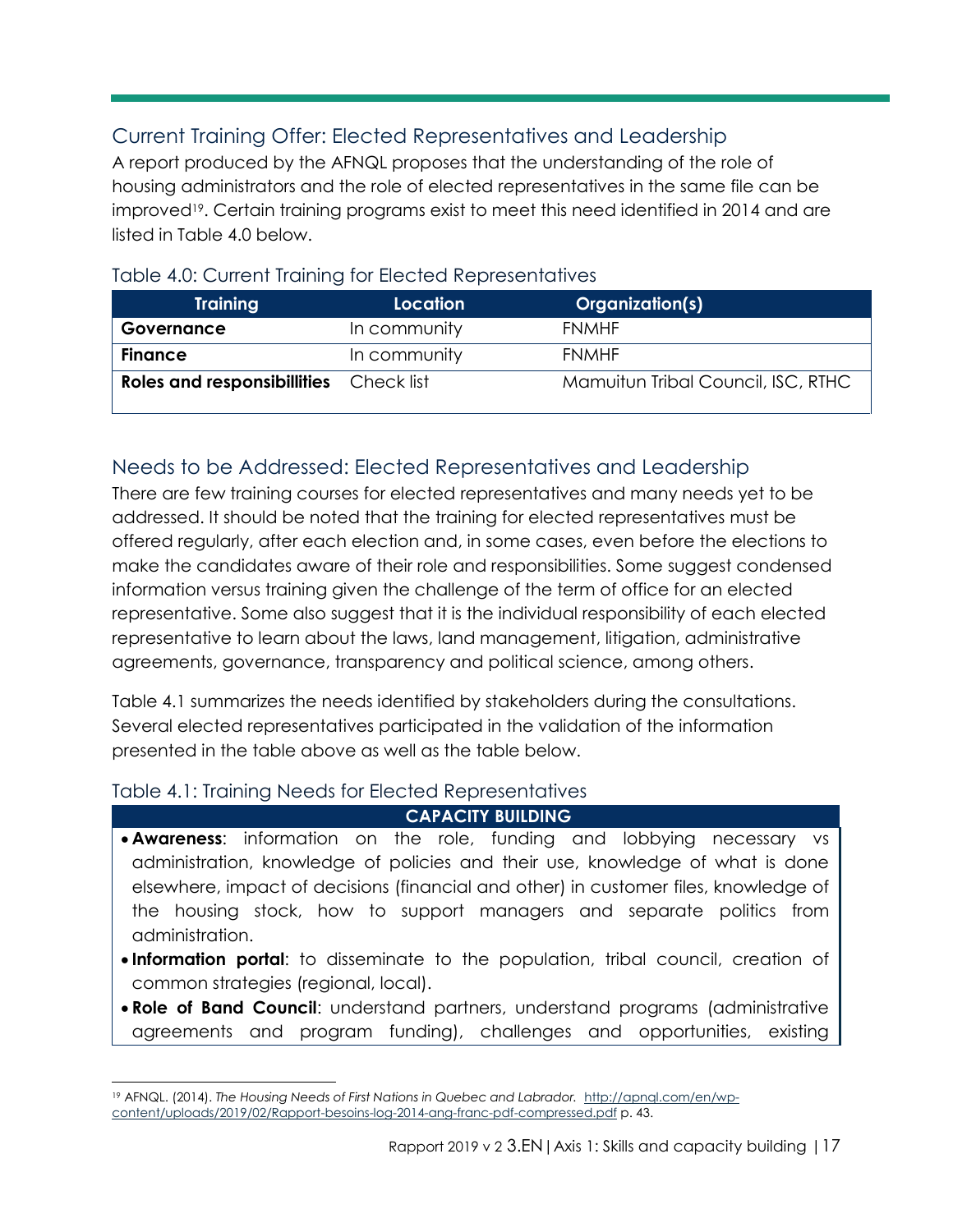## Current Training Offer: Elected Representatives and Leadership

A report produced by the AFNQL proposes that the understanding of the role of housing administrators and the role of elected representatives in the same file can be improved[19]. Certain training programs exist to meet this need identified in 2014 and are listed in Table 4.0 below.

### Table 4.0: Current Training for Elected Representatives

| Training | Location | Organization(s) |
|---|---|---|
| **Governance** | In community | FNMHF |
| **Finance** | In community | FNMHF |
| **Roles and responsibillities** | Check list | Mamuitun Tribal Council, ISC, RTHC |

## Needs to be Addressed: Elected Representatives and Leadership

There are few training courses for elected representatives and many needs yet to be addressed. It should be noted that the training for elected representatives must be offered regularly, after each election and, in some cases, even before the elections to make the candidates aware of their role and responsibilities. Some suggest condensed information versus training given the challenge of the term of office for an elected representative. Some also suggest that it is the individual responsibility of each elected representative to learn about the laws, land management, litigation, administrative agreements, governance, transparency and political science, among others.

Table 4.1 summarizes the needs identified by stakeholders during the consultations. Several elected representatives participated in the validation of the information presented in the table above as well as the table below.

### Table 4.1: Training Needs for Elected Representatives

| CAPACITY BUILDING |
|---|
| • **Awareness**: information on the role, funding and lobbying necessary vs administration, knowledge of policies and their use, knowledge of what is done elsewhere, impact of decisions (financial and other) in customer files, knowledge of the housing stock, how to support managers and separate politics from administration.<br>• **Information portal**: to disseminate to the population, tribal council, creation of common strategies (regional, local).<br>• **Role of Band Council**: understand partners, understand programs (administrative agreements and program funding), challenges and opportunities, existing |

[19] AFNQL. (2014). *The Housing Needs of First Nations in Quebec and Labrador.* http://apnql.com/en/wp-content/uploads/2019/02/Rapport-besoins-log-2014-ang-franc-pdf-compressed.pdf p. 43.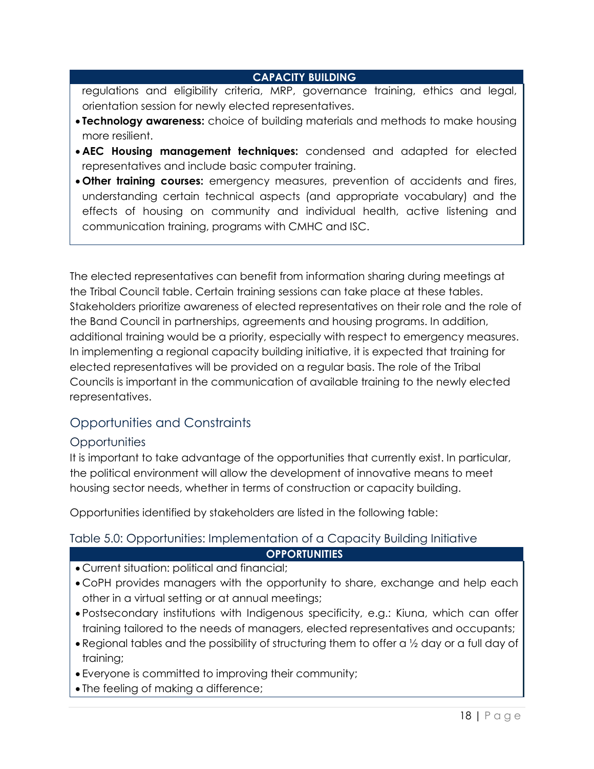| CAPACITY BUILDING |
| --- |
| regulations and eligibility criteria, MRP, governance training, ethics and legal, orientation session for newly elected representatives.<br>• **Technology awareness:** choice of building materials and methods to make housing more resilient.<br>• **AEC Housing management techniques:** condensed and adapted for elected representatives and include basic computer training.<br>• **Other training courses:** emergency measures, prevention of accidents and fires, understanding certain technical aspects (and appropriate vocabulary) and the effects of housing on community and individual health, active listening and communication training, programs with CMHC and ISC. |

The elected representatives can benefit from information sharing during meetings at the Tribal Council table. Certain training sessions can take place at these tables. Stakeholders prioritize awareness of elected representatives on their role and the role of the Band Council in partnerships, agreements and housing programs. In addition, additional training would be a priority, especially with respect to emergency measures. In implementing a regional capacity building initiative, it is expected that training for elected representatives will be provided on a regular basis. The role of the Tribal Councils is important in the communication of available training to the newly elected representatives.

## Opportunities and Constraints

### Opportunities

It is important to take advantage of the opportunities that currently exist. In particular, the political environment will allow the development of innovative means to meet housing sector needs, whether in terms of construction or capacity building.

Opportunities identified by stakeholders are listed in the following table:

### Table 5.0: Opportunities: Implementation of a Capacity Building Initiative

| OPPORTUNITIES |
| --- |
| • Current situation: political and financial;<br>• CoPH provides managers with the opportunity to share, exchange and help each other in a virtual setting or at annual meetings;<br>• Postsecondary institutions with Indigenous specificity, e.g.: Kiuna, which can offer training tailored to the needs of managers, elected representatives and occupants;<br>• Regional tables and the possibility of structuring them to offer a ½ day or a full day of training;<br>• Everyone is committed to improving their community;<br>• The feeling of making a difference; |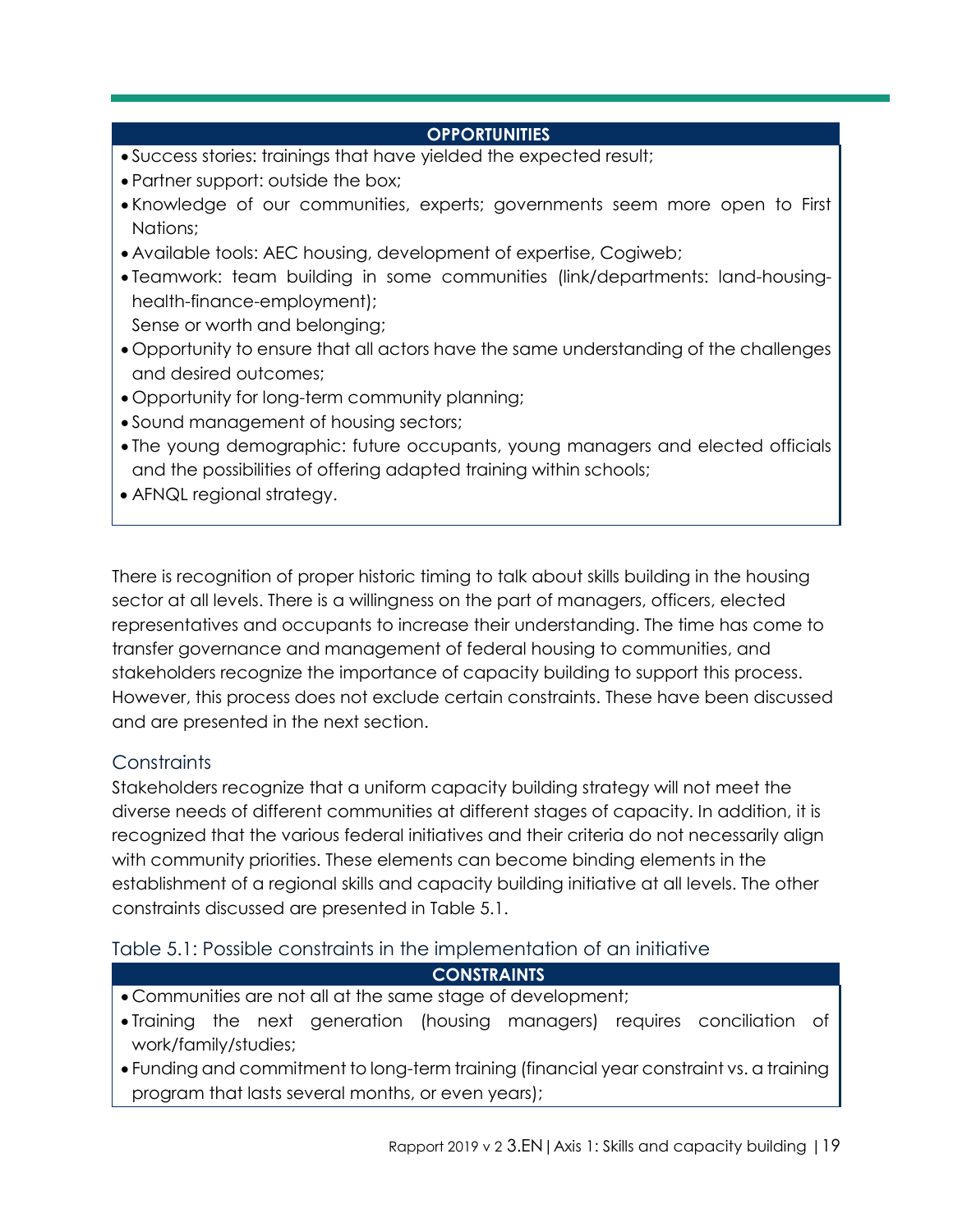| OPPORTUNITIES |
| --- |
| • Success stories: trainings that have yielded the expected result;<br>• Partner support: outside the box;<br>• Knowledge of our communities, experts; governments seem more open to First Nations;<br>• Available tools: AEC housing, development of expertise, Cogiweb;<br>• Teamwork: team building in some communities (link/departments: land-housing-health-finance-employment);<br>Sense or worth and belonging;<br>• Opportunity to ensure that all actors have the same understanding of the challenges and desired outcomes;<br>• Opportunity for long-term community planning;<br>• Sound management of housing sectors;<br>• The young demographic: future occupants, young managers and elected officials and the possibilities of offering adapted training within schools;<br>• AFNQL regional strategy. |

There is recognition of proper historic timing to talk about skills building in the housing sector at all levels. There is a willingness on the part of managers, officers, elected representatives and occupants to increase their understanding. The time has come to transfer governance and management of federal housing to communities, and stakeholders recognize the importance of capacity building to support this process. However, this process does not exclude certain constraints. These have been discussed and are presented in the next section.

### Constraints

Stakeholders recognize that a uniform capacity building strategy will not meet the diverse needs of different communities at different stages of capacity. In addition, it is recognized that the various federal initiatives and their criteria do not necessarily align with community priorities. These elements can become binding elements in the establishment of a regional skills and capacity building initiative at all levels. The other constraints discussed are presented in Table 5.1.

### Table 5.1: Possible constraints in the implementation of an initiative

| CONSTRAINTS |
| --- |
| • Communities are not all at the same stage of development;<br>• Training the next generation (housing managers) requires conciliation of work/family/studies;<br>• Funding and commitment to long-term training (financial year constraint vs. a training program that lasts several months, or even years); |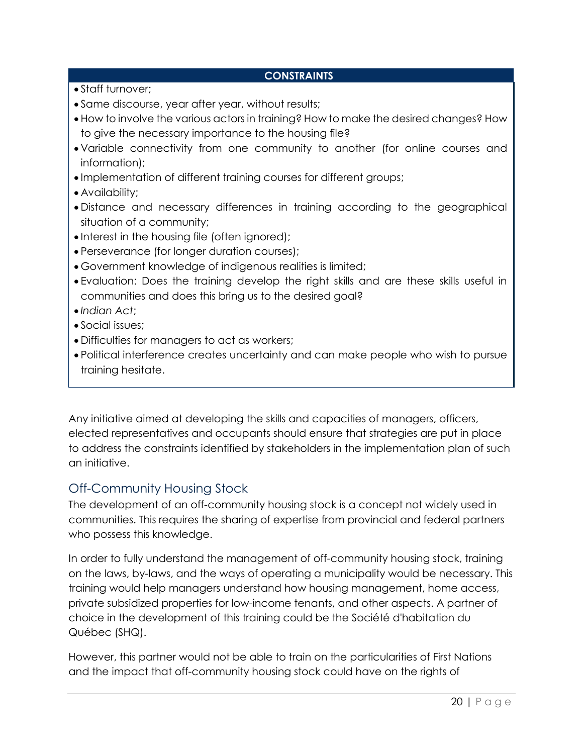| CONSTRAINTS |
| --- |
| • Staff turnover;<br>• Same discourse, year after year, without results;<br>• How to involve the various actors in training? How to make the desired changes? How to give the necessary importance to the housing file?<br>• Variable connectivity from one community to another (for online courses and information);<br>• Implementation of different training courses for different groups;<br>• Availability;<br>• Distance and necessary differences in training according to the geographical situation of a community;<br>• Interest in the housing file (often ignored);<br>• Perseverance (for longer duration courses);<br>• Government knowledge of indigenous realities is limited;<br>• Evaluation: Does the training develop the right skills and are these skills useful in communities and does this bring us to the desired goal?<br>• *Indian Act*;<br>• Social issues;<br>• Difficulties for managers to act as workers;<br>• Political interference creates uncertainty and can make people who wish to pursue training hesitate. |

Any initiative aimed at developing the skills and capacities of managers, officers, elected representatives and occupants should ensure that strategies are put in place to address the constraints identified by stakeholders in the implementation plan of such an initiative.

## Off-Community Housing Stock

The development of an off-community housing stock is a concept not widely used in communities. This requires the sharing of expertise from provincial and federal partners who possess this knowledge.

In order to fully understand the management of off-community housing stock, training on the laws, by-laws, and the ways of operating a municipality would be necessary. This training would help managers understand how housing management, home access, private subsidized properties for low-income tenants, and other aspects. A partner of choice in the development of this training could be the Société d'habitation du Québec (SHQ).

However, this partner would not be able to train on the particularities of First Nations and the impact that off-community housing stock could have on the rights of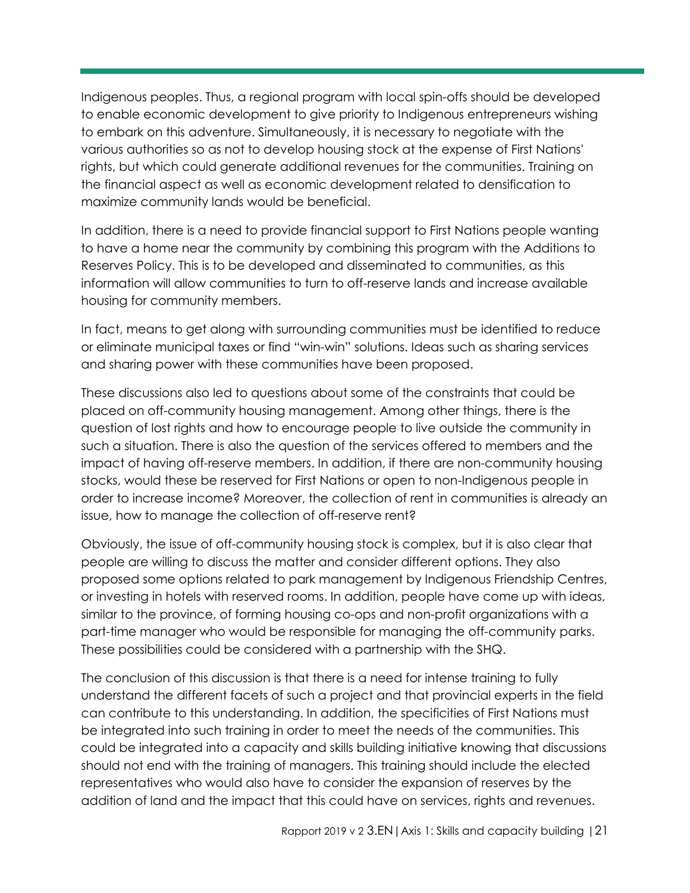Indigenous peoples. Thus, a regional program with local spin-offs should be developed to enable economic development to give priority to Indigenous entrepreneurs wishing to embark on this adventure. Simultaneously, it is necessary to negotiate with the various authorities so as not to develop housing stock at the expense of First Nations' rights, but which could generate additional revenues for the communities. Training on the financial aspect as well as economic development related to densification to maximize community lands would be beneficial.

In addition, there is a need to provide financial support to First Nations people wanting to have a home near the community by combining this program with the Additions to Reserves Policy. This is to be developed and disseminated to communities, as this information will allow communities to turn to off-reserve lands and increase available housing for community members.

In fact, means to get along with surrounding communities must be identified to reduce or eliminate municipal taxes or find "win-win" solutions. Ideas such as sharing services and sharing power with these communities have been proposed.

These discussions also led to questions about some of the constraints that could be placed on off-community housing management. Among other things, there is the question of lost rights and how to encourage people to live outside the community in such a situation. There is also the question of the services offered to members and the impact of having off-reserve members. In addition, if there are non-community housing stocks, would these be reserved for First Nations or open to non-Indigenous people in order to increase income? Moreover, the collection of rent in communities is already an issue, how to manage the collection of off-reserve rent?

Obviously, the issue of off-community housing stock is complex, but it is also clear that people are willing to discuss the matter and consider different options. They also proposed some options related to park management by Indigenous Friendship Centres, or investing in hotels with reserved rooms. In addition, people have come up with ideas, similar to the province, of forming housing co-ops and non-profit organizations with a part-time manager who would be responsible for managing the off-community parks. These possibilities could be considered with a partnership with the SHQ.

The conclusion of this discussion is that there is a need for intense training to fully understand the different facets of such a project and that provincial experts in the field can contribute to this understanding. In addition, the specificities of First Nations must be integrated into such training in order to meet the needs of the communities. This could be integrated into a capacity and skills building initiative knowing that discussions should not end with the training of managers. This training should include the elected representatives who would also have to consider the expansion of reserves by the addition of land and the impact that this could have on services, rights and revenues.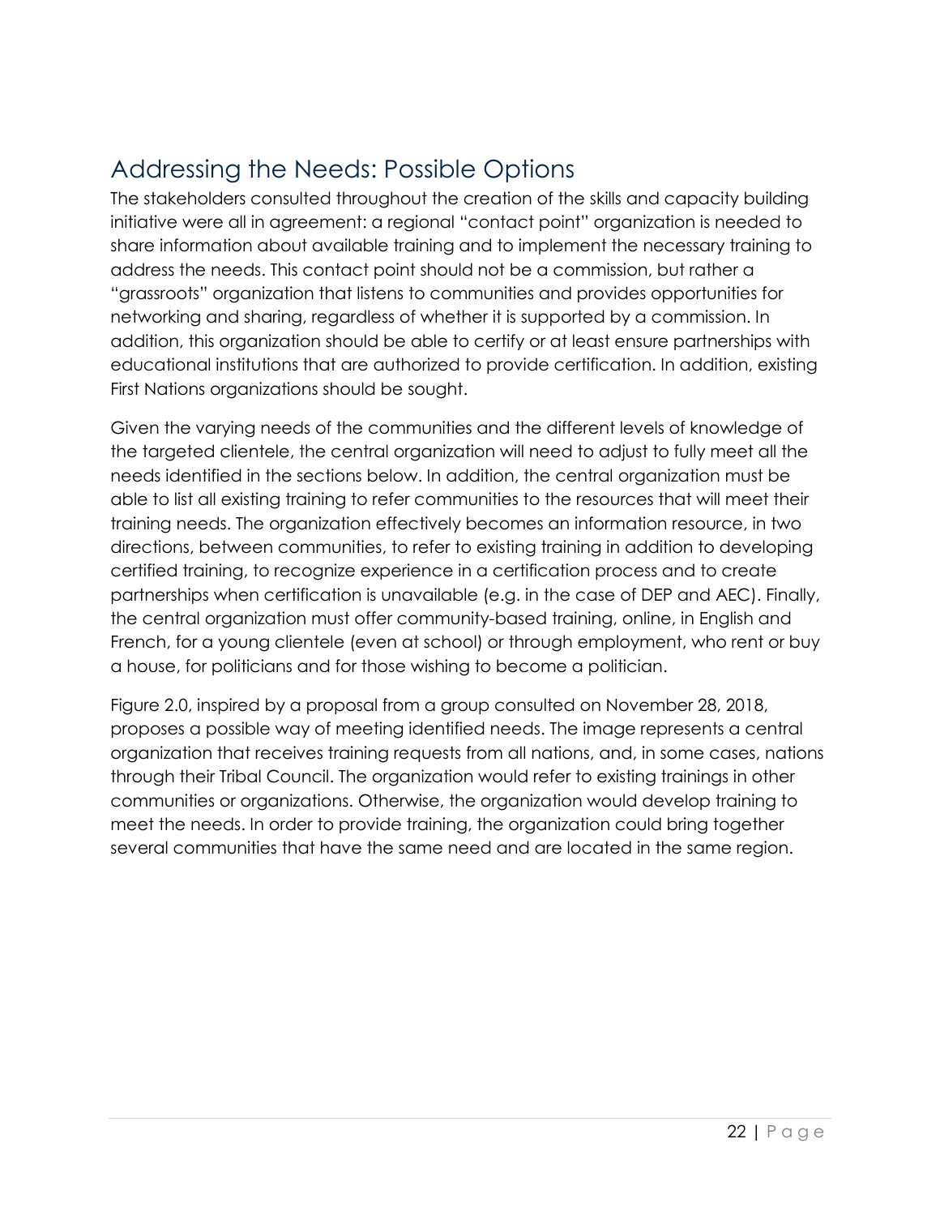## Addressing the Needs: Possible Options

The stakeholders consulted throughout the creation of the skills and capacity building initiative were all in agreement: a regional "contact point" organization is needed to share information about available training and to implement the necessary training to address the needs. This contact point should not be a commission, but rather a "grassroots" organization that listens to communities and provides opportunities for networking and sharing, regardless of whether it is supported by a commission. In addition, this organization should be able to certify or at least ensure partnerships with educational institutions that are authorized to provide certification. In addition, existing First Nations organizations should be sought.

Given the varying needs of the communities and the different levels of knowledge of the targeted clientele, the central organization will need to adjust to fully meet all the needs identified in the sections below. In addition, the central organization must be able to list all existing training to refer communities to the resources that will meet their training needs. The organization effectively becomes an information resource, in two directions, between communities, to refer to existing training in addition to developing certified training, to recognize experience in a certification process and to create partnerships when certification is unavailable (e.g. in the case of DEP and AEC). Finally, the central organization must offer community-based training, online, in English and French, for a young clientele (even at school) or through employment, who rent or buy a house, for politicians and for those wishing to become a politician.

Figure 2.0, inspired by a proposal from a group consulted on November 28, 2018, proposes a possible way of meeting identified needs. The image represents a central organization that receives training requests from all nations, and, in some cases, nations through their Tribal Council. The organization would refer to existing trainings in other communities or organizations. Otherwise, the organization would develop training to meet the needs. In order to provide training, the organization could bring together several communities that have the same need and are located in the same region.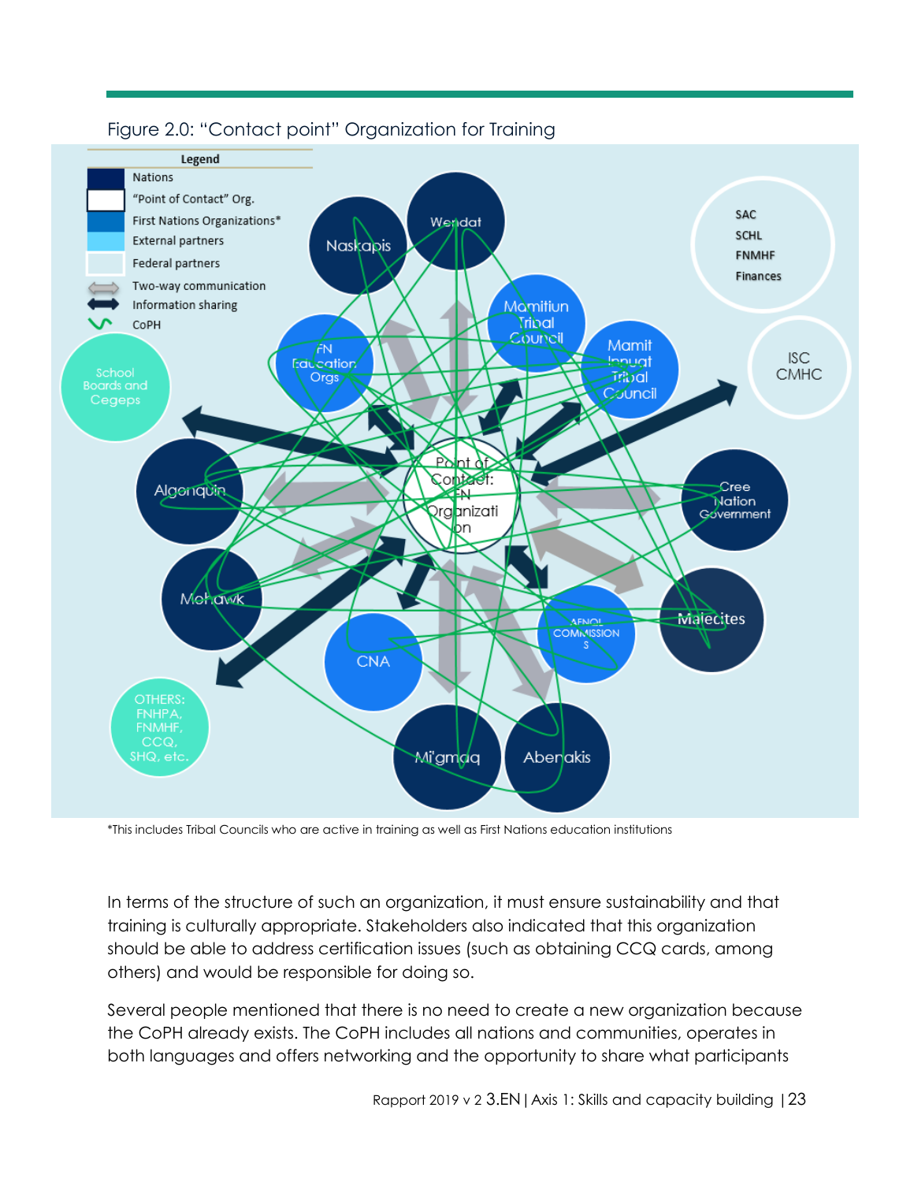Figure 2.0: "Contact point" Organization for Training

*This includes Tribal Councils who are active in training as well as First Nations education institutions

In terms of the structure of such an organization, it must ensure sustainability and that training is culturally appropriate. Stakeholders also indicated that this organization should be able to address certification issues (such as obtaining CCQ cards, among others) and would be responsible for doing so.

Several people mentioned that there is no need to create a new organization because the CoPH already exists. The CoPH includes all nations and communities, operates in both languages and offers networking and the opportunity to share what participants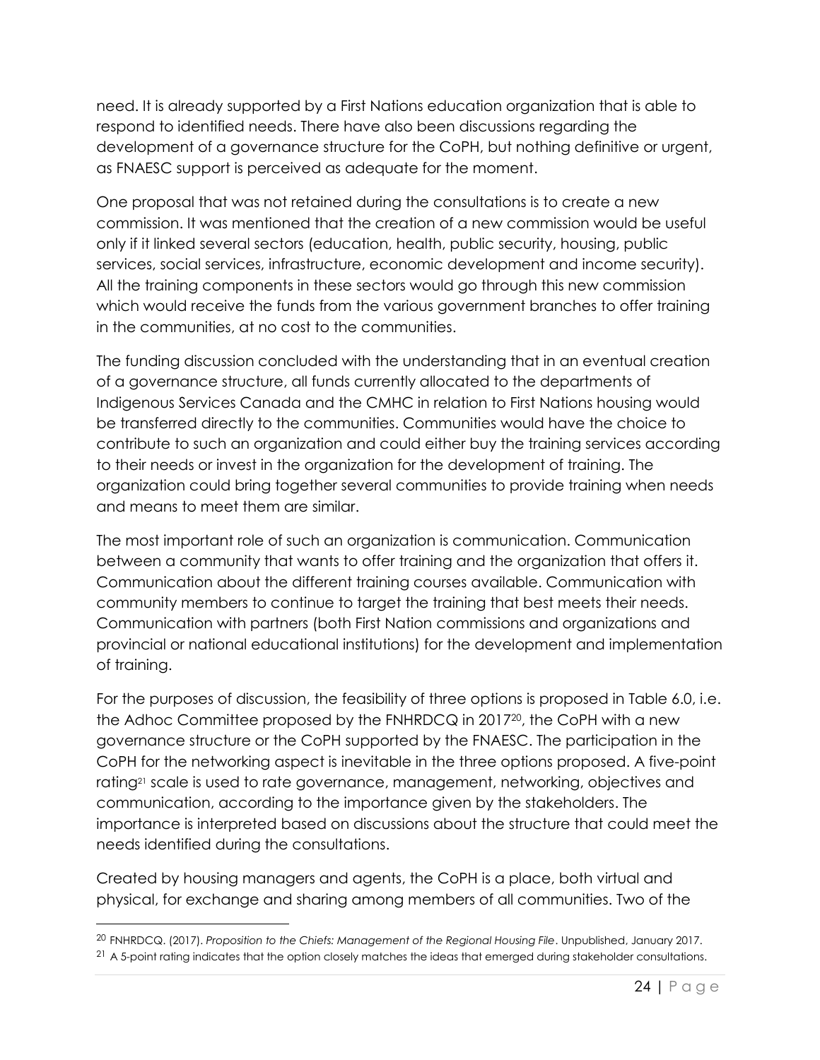need. It is already supported by a First Nations education organization that is able to respond to identified needs. There have also been discussions regarding the development of a governance structure for the CoPH, but nothing definitive or urgent, as FNAESC support is perceived as adequate for the moment.

One proposal that was not retained during the consultations is to create a new commission. It was mentioned that the creation of a new commission would be useful only if it linked several sectors (education, health, public security, housing, public services, social services, infrastructure, economic development and income security). All the training components in these sectors would go through this new commission which would receive the funds from the various government branches to offer training in the communities, at no cost to the communities.

The funding discussion concluded with the understanding that in an eventual creation of a governance structure, all funds currently allocated to the departments of Indigenous Services Canada and the CMHC in relation to First Nations housing would be transferred directly to the communities. Communities would have the choice to contribute to such an organization and could either buy the training services according to their needs or invest in the organization for the development of training. The organization could bring together several communities to provide training when needs and means to meet them are similar.

The most important role of such an organization is communication. Communication between a community that wants to offer training and the organization that offers it. Communication about the different training courses available. Communication with community members to continue to target the training that best meets their needs. Communication with partners (both First Nation commissions and organizations and provincial or national educational institutions) for the development and implementation of training.

For the purposes of discussion, the feasibility of three options is proposed in Table 6.0, i.e. the Adhoc Committee proposed by the FNHRDCQ in 2017[20], the CoPH with a new governance structure or the CoPH supported by the FNAESC. The participation in the CoPH for the networking aspect is inevitable in the three options proposed. A five-point rating[21] scale is used to rate governance, management, networking, objectives and communication, according to the importance given by the stakeholders. The importance is interpreted based on discussions about the structure that could meet the needs identified during the consultations.

Created by housing managers and agents, the CoPH is a place, both virtual and physical, for exchange and sharing among members of all communities. Two of the

---

[20] FNHRDCQ. (2017). *Proposition to the Chiefs: Management of the Regional Housing File*. Unpublished, January 2017.

[21] A 5-point rating indicates that the option closely matches the ideas that emerged during stakeholder consultations.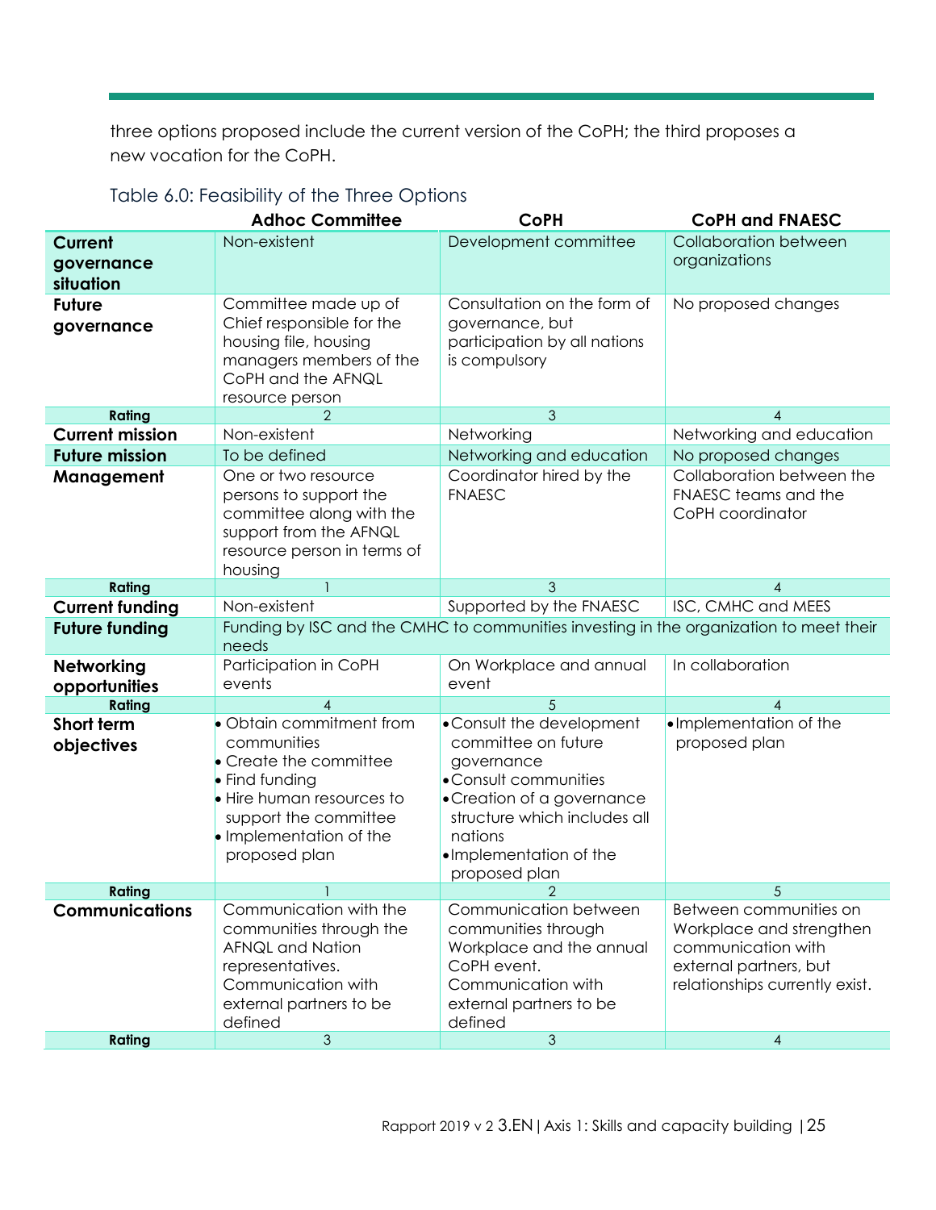three options proposed include the current version of the CoPH; the third proposes a new vocation for the CoPH.

Table 6.0: Feasibility of the Three Options

| | Adhoc Committee | CoPH | CoPH and FNAESC |
|---|---|---|---|
| **Current governance situation** | Non-existent | Development committee | Collaboration between organizations |
| **Future governance** | Committee made up of Chief responsible for the housing file, housing managers members of the CoPH and the AFNQL resource person | Consultation on the form of governance, but participation by all nations is compulsory | No proposed changes |
| **Rating** | 2 | 3 | 4 |
| **Current mission** | Non-existent | Networking | Networking and education |
| **Future mission** | To be defined | Networking and education | No proposed changes |
| **Management** | One or two resource persons to support the committee along with the support from the AFNQL resource person in terms of housing | Coordinator hired by the FNAESC | Collaboration between the FNAESC teams and the CoPH coordinator |
| **Rating** | 1 | 3 | 4 |
| **Current funding** | Non-existent | Supported by the FNAESC | ISC, CMHC and MEES |
| **Future funding** | Funding by ISC and the CMHC to communities investing in the organization to meet their needs | | |
| **Networking opportunities** | Participation in CoPH events | On Workplace and annual event | In collaboration |
| **Rating** | 4 | 5 | 4 |
| **Short term objectives** | • Obtain commitment from communities<br>• Create the committee<br>• Find funding<br>• Hire human resources to support the committee<br>• Implementation of the proposed plan | • Consult the development committee on future governance<br>• Consult communities<br>• Creation of a governance structure which includes all nations<br>• Implementation of the proposed plan | • Implementation of the proposed plan |
| **Rating** | 1 | 2 | 5 |
| **Communications** | Communication with the communities through the AFNQL and Nation representatives. Communication with external partners to be defined | Communication between communities through Workplace and the annual CoPH event. Communication with external partners to be defined | Between communities on Workplace and strengthen communication with external partners, but relationships currently exist. |
| **Rating** | 3 | 3 | 4 |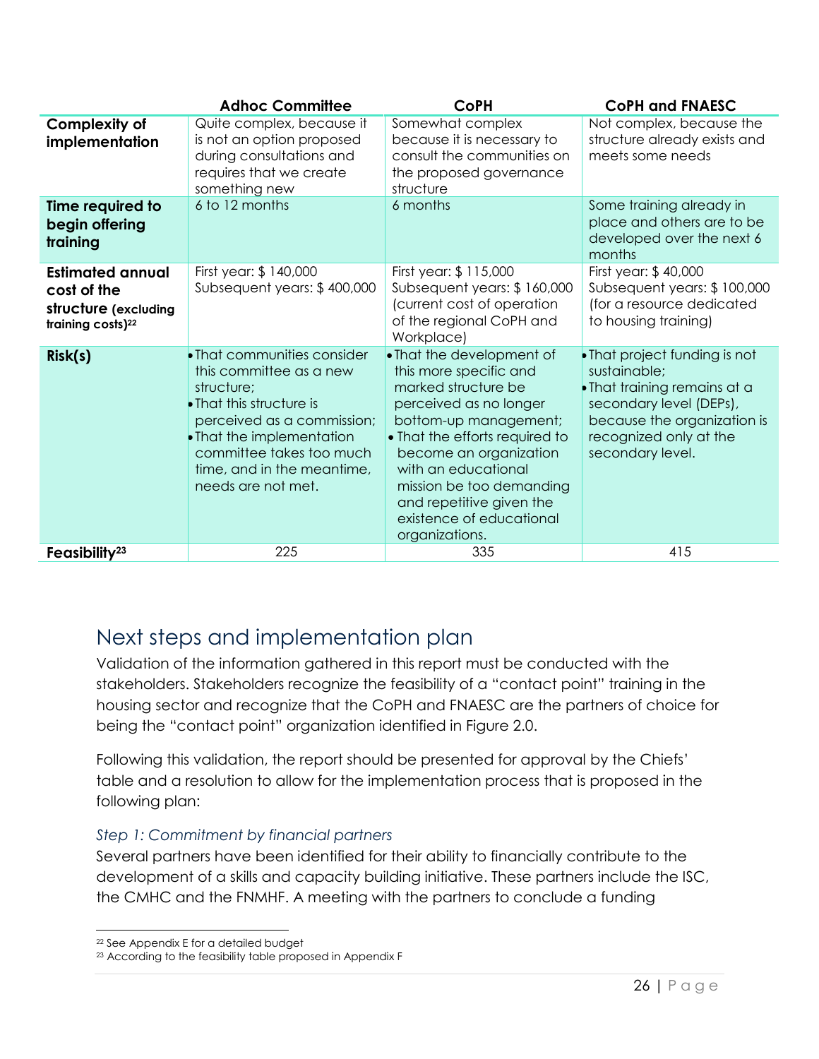| | Adhoc Committee | CoPH | CoPH and FNAESC |
|---|---|---|---|
| **Complexity of implementation** | Quite complex, because it is not an option proposed during consultations and requires that we create something new | Somewhat complex because it is necessary to consult the communities on the proposed governance structure | Not complex, because the structure already exists and meets some needs |
| **Time required to begin offering training** | 6 to 12 months | 6 months | Some training already in place and others are to be developed over the next 6 months |
| **Estimated annual cost of the structure** (excluding training costs)[22] | First year: $ 140,000<br>Subsequent years: $ 400,000 | First year: $ 115,000<br>Subsequent years: $ 160,000 (current cost of operation of the regional CoPH and Workplace) | First year: $ 40,000<br>Subsequent years: $ 100,000 (for a resource dedicated to housing training) |
| **Risk(s)** | • That communities consider this committee as a new structure;<br>• That this structure is perceived as a commission;<br>• That the implementation committee takes too much time, and in the meantime, needs are not met. | • That the development of this more specific and marked structure be perceived as no longer bottom-up management;<br>• That the efforts required to become an organization with an educational mission be too demanding and repetitive given the existence of educational organizations. | • That project funding is not sustainable;<br>• That training remains at a secondary level (DEPs), because the organization is recognized only at the secondary level. |
| **Feasibility**[23] | 225 | 335 | 415 |

## Next steps and implementation plan

Validation of the information gathered in this report must be conducted with the stakeholders. Stakeholders recognize the feasibility of a "contact point" training in the housing sector and recognize that the CoPH and FNAESC are the partners of choice for being the "contact point" organization identified in Figure 2.0.

Following this validation, the report should be presented for approval by the Chiefs' table and a resolution to allow for the implementation process that is proposed in the following plan:

### *Step 1: Commitment by financial partners*

Several partners have been identified for their ability to financially contribute to the development of a skills and capacity building initiative. These partners include the ISC, the CMHC and the FNMHF. A meeting with the partners to conclude a funding

---

[22] See Appendix E for a detailed budget

[23] According to the feasibility table proposed in Appendix F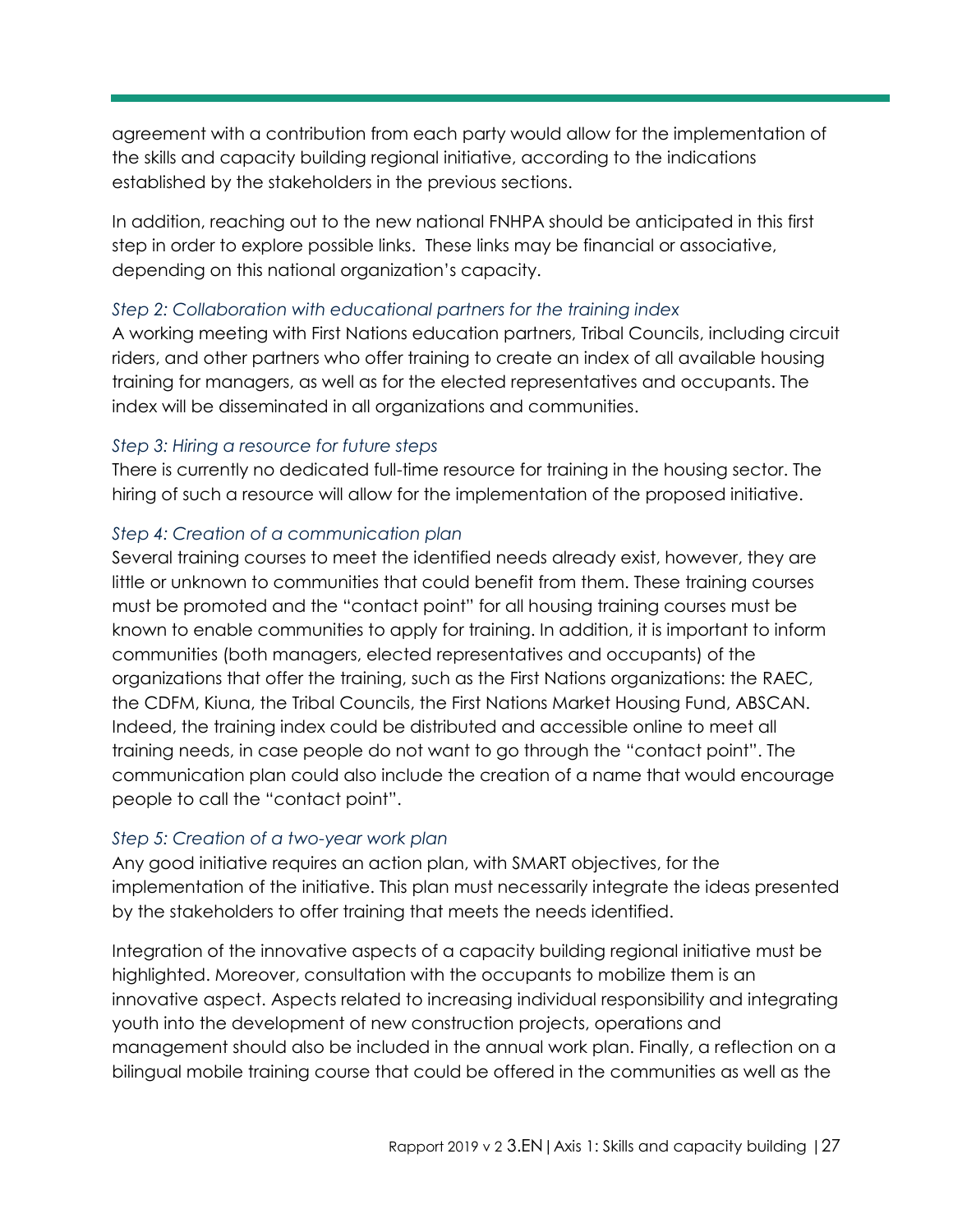agreement with a contribution from each party would allow for the implementation of the skills and capacity building regional initiative, according to the indications established by the stakeholders in the previous sections.

In addition, reaching out to the new national FNHPA should be anticipated in this first step in order to explore possible links. These links may be financial or associative, depending on this national organization's capacity.

*Step 2: Collaboration with educational partners for the training index*

A working meeting with First Nations education partners, Tribal Councils, including circuit riders, and other partners who offer training to create an index of all available housing training for managers, as well as for the elected representatives and occupants. The index will be disseminated in all organizations and communities.

*Step 3: Hiring a resource for future steps*

There is currently no dedicated full-time resource for training in the housing sector. The hiring of such a resource will allow for the implementation of the proposed initiative.

*Step 4: Creation of a communication plan*

Several training courses to meet the identified needs already exist, however, they are little or unknown to communities that could benefit from them. These training courses must be promoted and the "contact point" for all housing training courses must be known to enable communities to apply for training. In addition, it is important to inform communities (both managers, elected representatives and occupants) of the organizations that offer the training, such as the First Nations organizations: the RAEC, the CDFM, Kiuna, the Tribal Councils, the First Nations Market Housing Fund, ABSCAN. Indeed, the training index could be distributed and accessible online to meet all training needs, in case people do not want to go through the "contact point". The communication plan could also include the creation of a name that would encourage people to call the "contact point".

*Step 5: Creation of a two-year work plan*

Any good initiative requires an action plan, with SMART objectives, for the implementation of the initiative. This plan must necessarily integrate the ideas presented by the stakeholders to offer training that meets the needs identified.

Integration of the innovative aspects of a capacity building regional initiative must be highlighted. Moreover, consultation with the occupants to mobilize them is an innovative aspect. Aspects related to increasing individual responsibility and integrating youth into the development of new construction projects, operations and management should also be included in the annual work plan. Finally, a reflection on a bilingual mobile training course that could be offered in the communities as well as the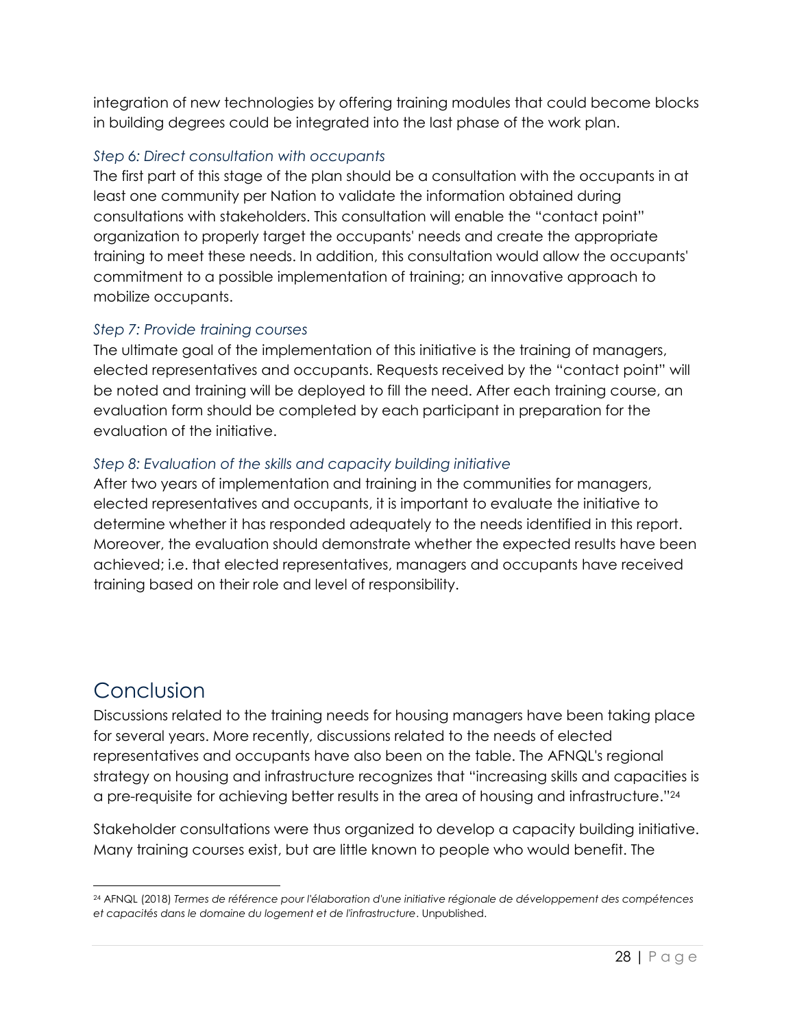integration of new technologies by offering training modules that could become blocks in building degrees could be integrated into the last phase of the work plan.

### *Step 6: Direct consultation with occupants*

The first part of this stage of the plan should be a consultation with the occupants in at least one community per Nation to validate the information obtained during consultations with stakeholders. This consultation will enable the "contact point" organization to properly target the occupants' needs and create the appropriate training to meet these needs. In addition, this consultation would allow the occupants' commitment to a possible implementation of training; an innovative approach to mobilize occupants.

### *Step 7: Provide training courses*

The ultimate goal of the implementation of this initiative is the training of managers, elected representatives and occupants. Requests received by the "contact point" will be noted and training will be deployed to fill the need. After each training course, an evaluation form should be completed by each participant in preparation for the evaluation of the initiative.

### *Step 8: Evaluation of the skills and capacity building initiative*

After two years of implementation and training in the communities for managers, elected representatives and occupants, it is important to evaluate the initiative to determine whether it has responded adequately to the needs identified in this report. Moreover, the evaluation should demonstrate whether the expected results have been achieved; i.e. that elected representatives, managers and occupants have received training based on their role and level of responsibility.

# Conclusion

Discussions related to the training needs for housing managers have been taking place for several years. More recently, discussions related to the needs of elected representatives and occupants have also been on the table. The AFNQL's regional strategy on housing and infrastructure recognizes that "increasing skills and capacities is a pre-requisite for achieving better results in the area of housing and infrastructure."[24]

Stakeholder consultations were thus organized to develop a capacity building initiative. Many training courses exist, but are little known to people who would benefit. The

[24] AFNQL (2018) *Termes de référence pour l'élaboration d'une initiative régionale de développement des compétences et capacités dans le domaine du logement et de l'infrastructure*. Unpublished.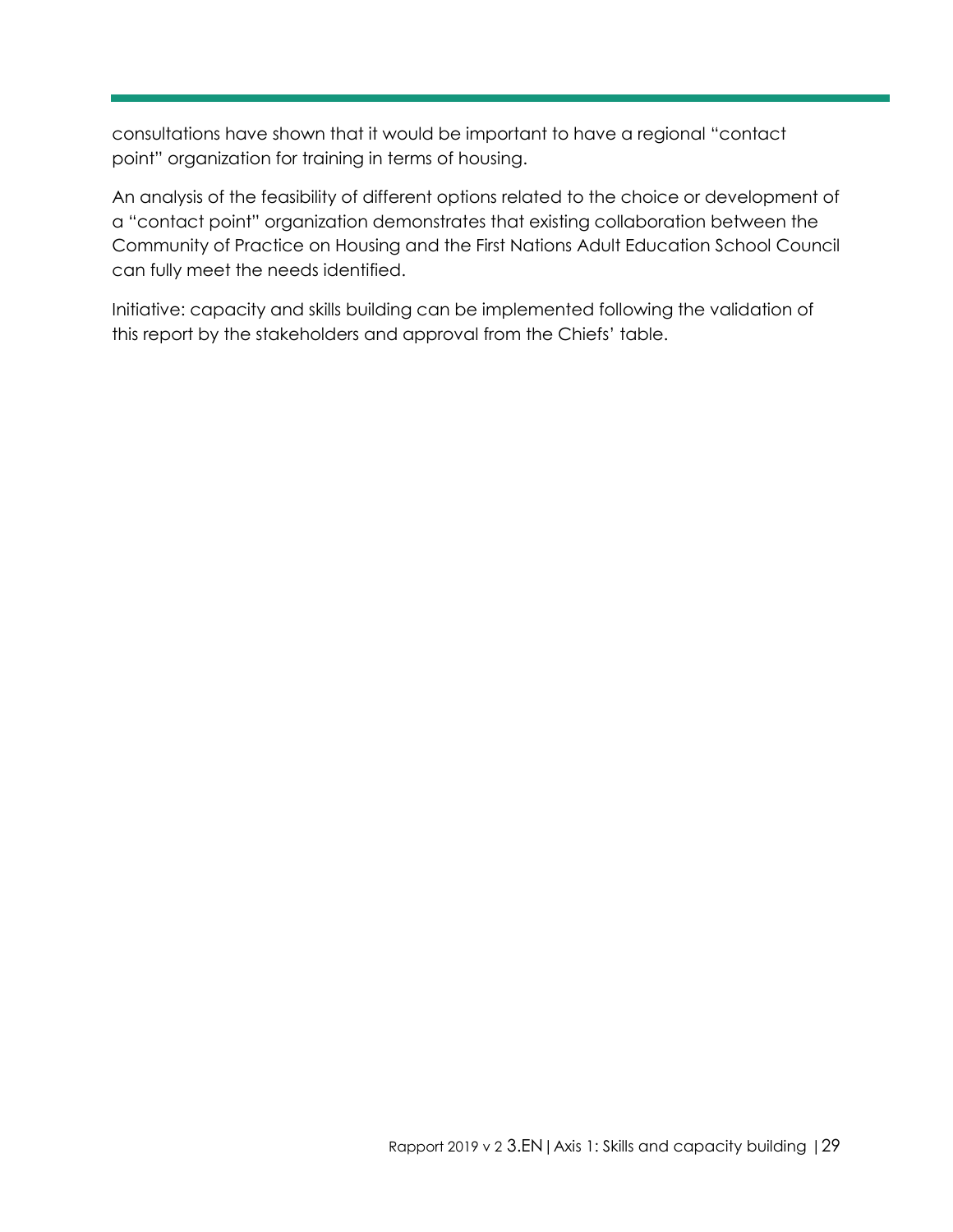consultations have shown that it would be important to have a regional "contact point" organization for training in terms of housing.

An analysis of the feasibility of different options related to the choice or development of a "contact point" organization demonstrates that existing collaboration between the Community of Practice on Housing and the First Nations Adult Education School Council can fully meet the needs identified.

Initiative: capacity and skills building can be implemented following the validation of this report by the stakeholders and approval from the Chiefs' table.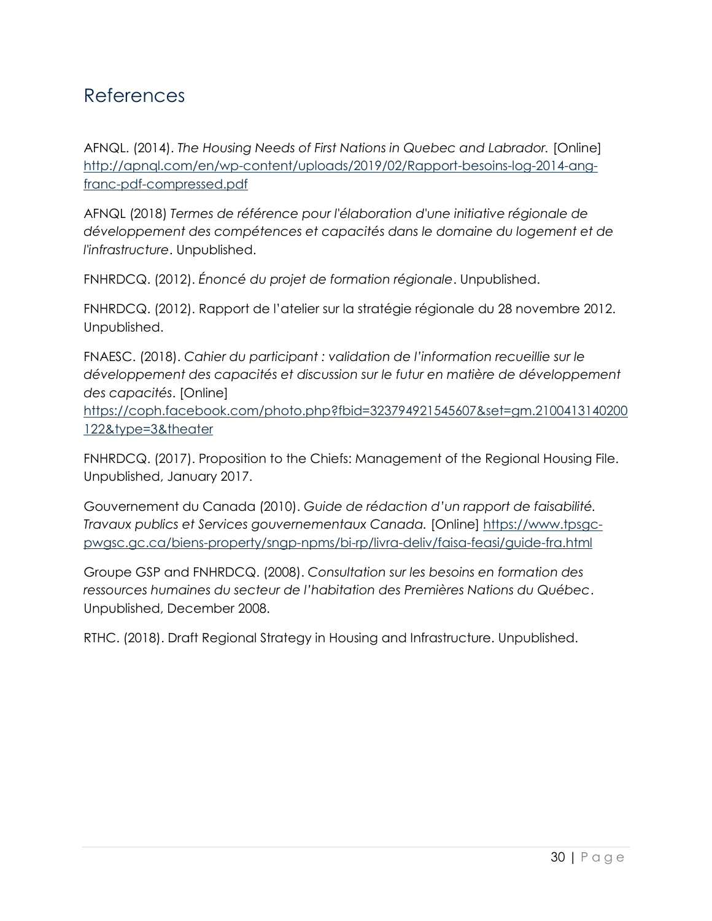# References

AFNQL. (2014). *The Housing Needs of First Nations in Quebec and Labrador.* [Online] http://apnql.com/en/wp-content/uploads/2019/02/Rapport-besoins-log-2014-ang-franc-pdf-compressed.pdf

AFNQL (2018) *Termes de référence pour l'élaboration d'une initiative régionale de développement des compétences et capacités dans le domaine du logement et de l'infrastructure*. Unpublished.

FNHRDCQ. (2012). *Énoncé du projet de formation régionale*. Unpublished.

FNHRDCQ. (2012). Rapport de l'atelier sur la stratégie régionale du 28 novembre 2012. Unpublished.

FNAESC. (2018). *Cahier du participant : validation de l'information recueillie sur le développement des capacités et discussion sur le futur en matière de développement des capacités*. [Online] https://coph.facebook.com/photo.php?fbid=323794921545607&set=gm.2100413140200122&type=3&theater

FNHRDCQ. (2017). Proposition to the Chiefs: Management of the Regional Housing File. Unpublished, January 2017.

Gouvernement du Canada (2010). *Guide de rédaction d'un rapport de faisabilité. Travaux publics et Services gouvernementaux Canada.* [Online] https://www.tpsgc-pwgsc.gc.ca/biens-property/sngp-npms/bi-rp/livra-deliv/faisa-feasi/guide-fra.html

Groupe GSP and FNHRDCQ. (2008). *Consultation sur les besoins en formation des ressources humaines du secteur de l'habitation des Premières Nations du Québec*. Unpublished, December 2008.

RTHC. (2018). Draft Regional Strategy in Housing and Infrastructure. Unpublished.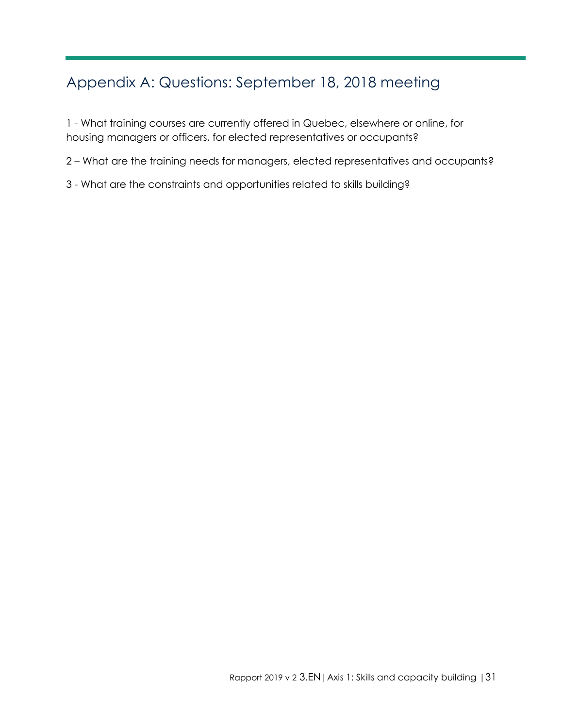## Appendix A: Questions: September 18, 2018 meeting

1 - What training courses are currently offered in Quebec, elsewhere or online, for housing managers or officers, for elected representatives or occupants?

2 – What are the training needs for managers, elected representatives and occupants?

3 - What are the constraints and opportunities related to skills building?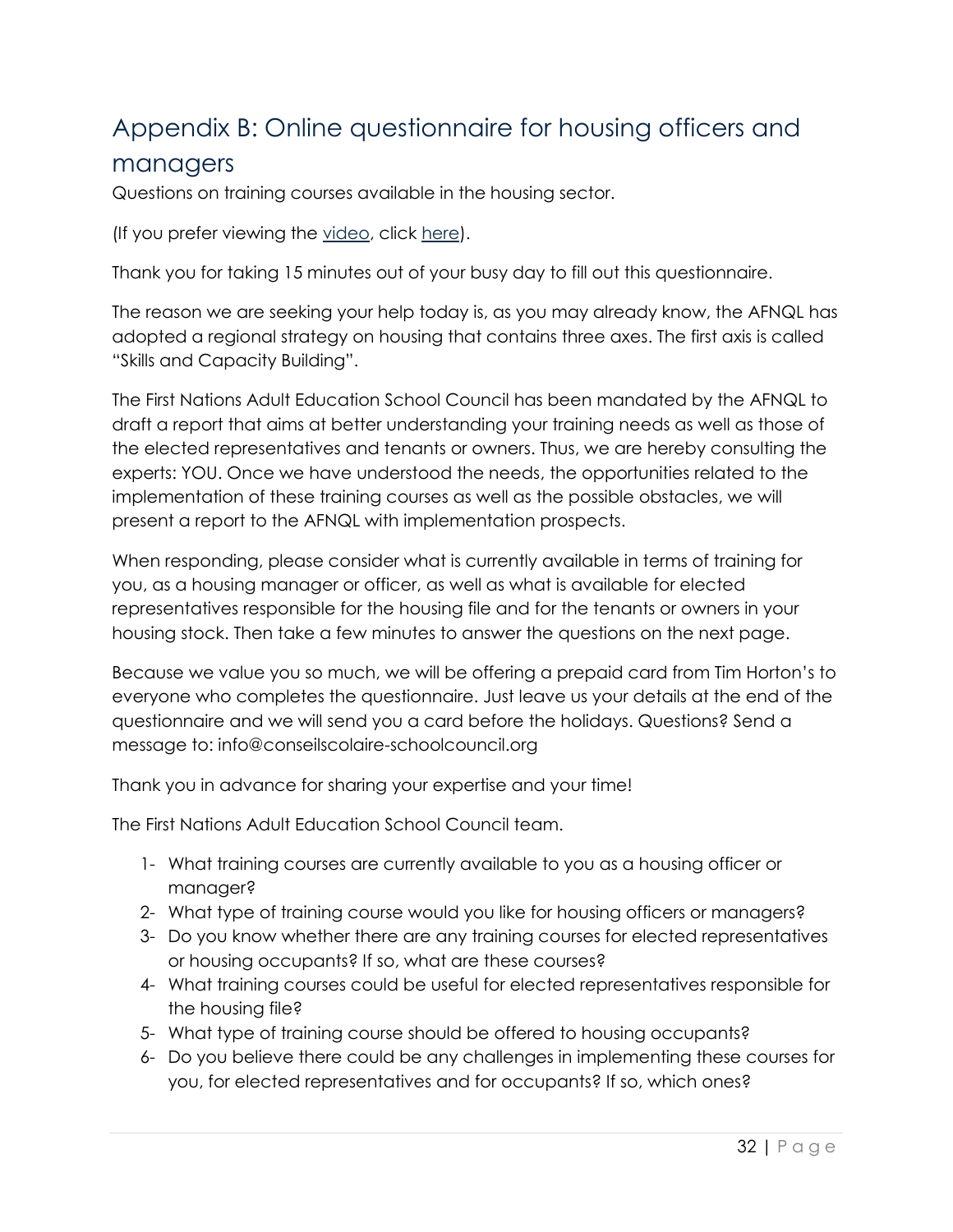# Appendix B: Online questionnaire for housing officers and managers

Questions on training courses available in the housing sector.

(If you prefer viewing the video, click here).

Thank you for taking 15 minutes out of your busy day to fill out this questionnaire.

The reason we are seeking your help today is, as you may already know, the AFNQL has adopted a regional strategy on housing that contains three axes. The first axis is called "Skills and Capacity Building".

The First Nations Adult Education School Council has been mandated by the AFNQL to draft a report that aims at better understanding your training needs as well as those of the elected representatives and tenants or owners. Thus, we are hereby consulting the experts: YOU. Once we have understood the needs, the opportunities related to the implementation of these training courses as well as the possible obstacles, we will present a report to the AFNQL with implementation prospects.

When responding, please consider what is currently available in terms of training for you, as a housing manager or officer, as well as what is available for elected representatives responsible for the housing file and for the tenants or owners in your housing stock. Then take a few minutes to answer the questions on the next page.

Because we value you so much, we will be offering a prepaid card from Tim Horton's to everyone who completes the questionnaire. Just leave us your details at the end of the questionnaire and we will send you a card before the holidays. Questions? Send a message to: info@conseilscolaire-schoolcouncil.org

Thank you in advance for sharing your expertise and your time!

The First Nations Adult Education School Council team.

1- What training courses are currently available to you as a housing officer or manager?
2- What type of training course would you like for housing officers or managers?
3- Do you know whether there are any training courses for elected representatives or housing occupants? If so, what are these courses?
4- What training courses could be useful for elected representatives responsible for the housing file?
5- What type of training course should be offered to housing occupants?
6- Do you believe there could be any challenges in implementing these courses for you, for elected representatives and for occupants? If so, which ones?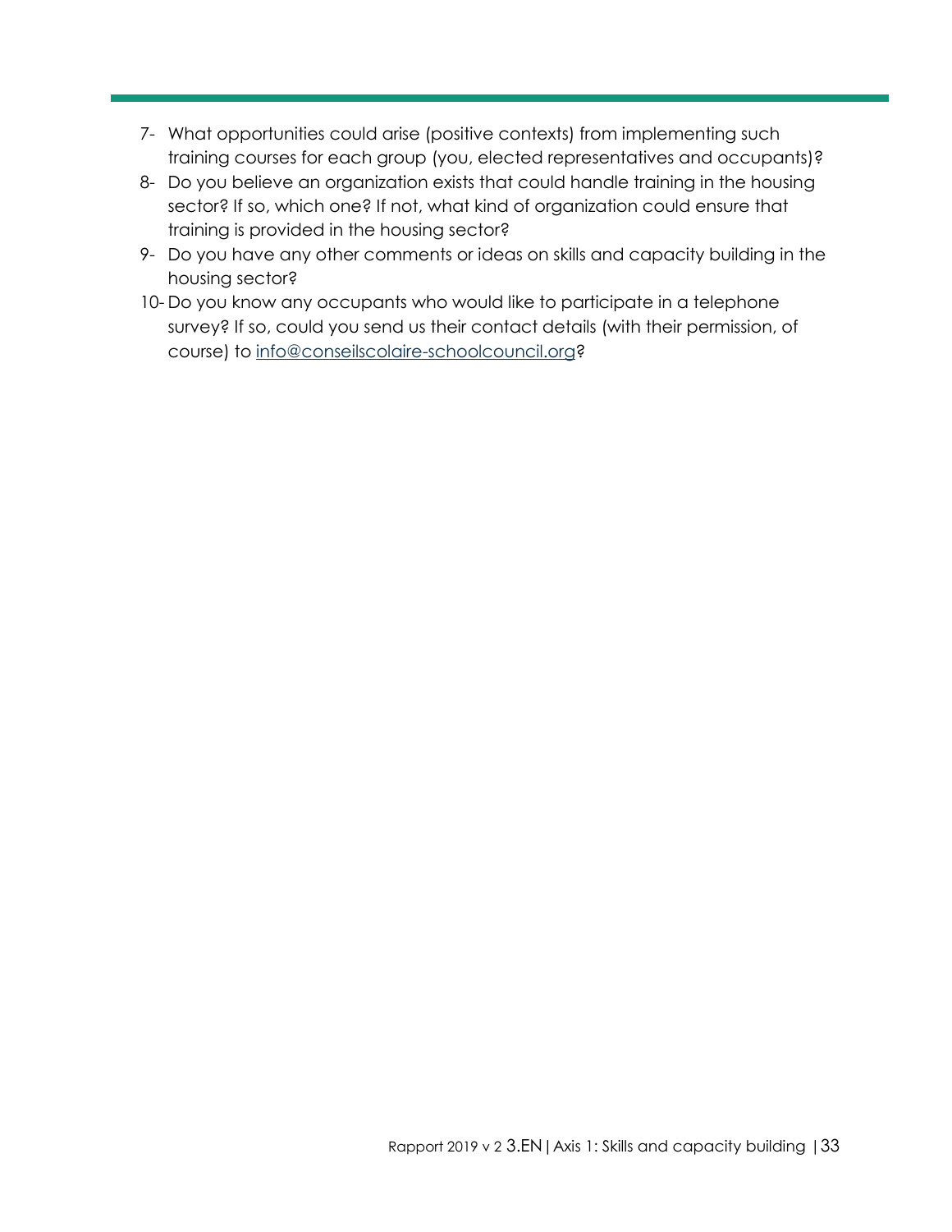7- What opportunities could arise (positive contexts) from implementing such training courses for each group (you, elected representatives and occupants)?

8- Do you believe an organization exists that could handle training in the housing sector? If so, which one? If not, what kind of organization could ensure that training is provided in the housing sector?

9- Do you have any other comments or ideas on skills and capacity building in the housing sector?

10- Do you know any occupants who would like to participate in a telephone survey? If so, could you send us their contact details (with their permission, of course) to info@conseilscolaire-schoolcouncil.org?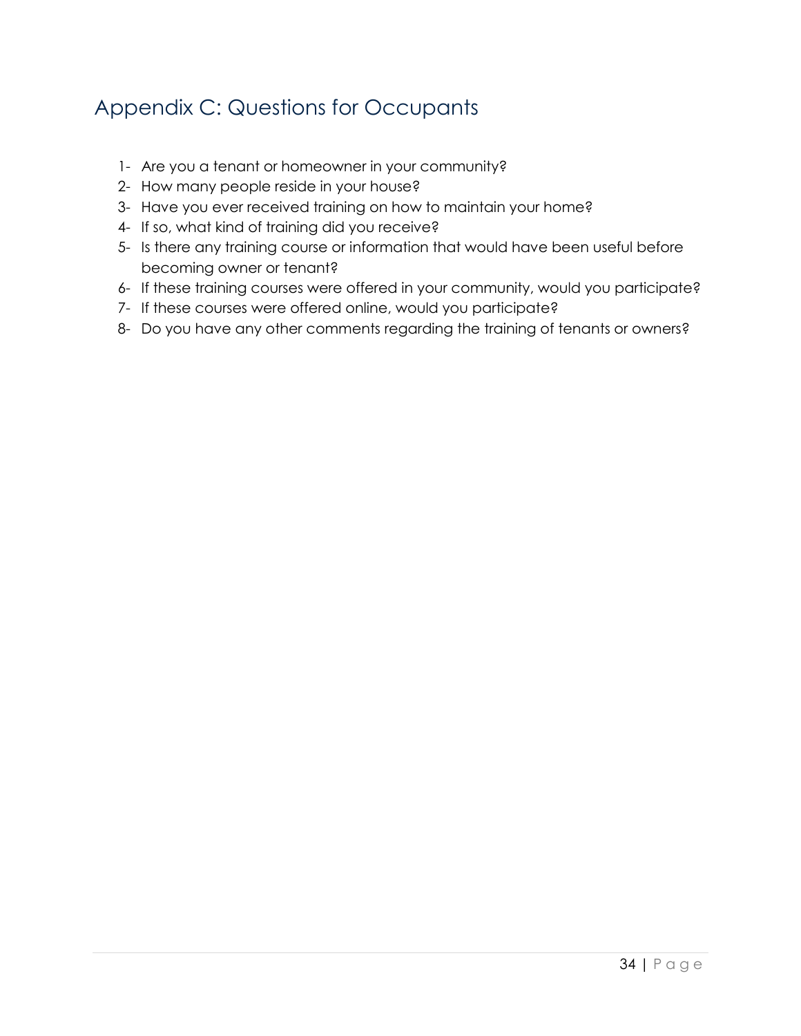## Appendix C: Questions for Occupants

1- Are you a tenant or homeowner in your community?
2- How many people reside in your house?
3- Have you ever received training on how to maintain your home?
4- If so, what kind of training did you receive?
5- Is there any training course or information that would have been useful before becoming owner or tenant?
6- If these training courses were offered in your community, would you participate?
7- If these courses were offered online, would you participate?
8- Do you have any other comments regarding the training of tenants or owners?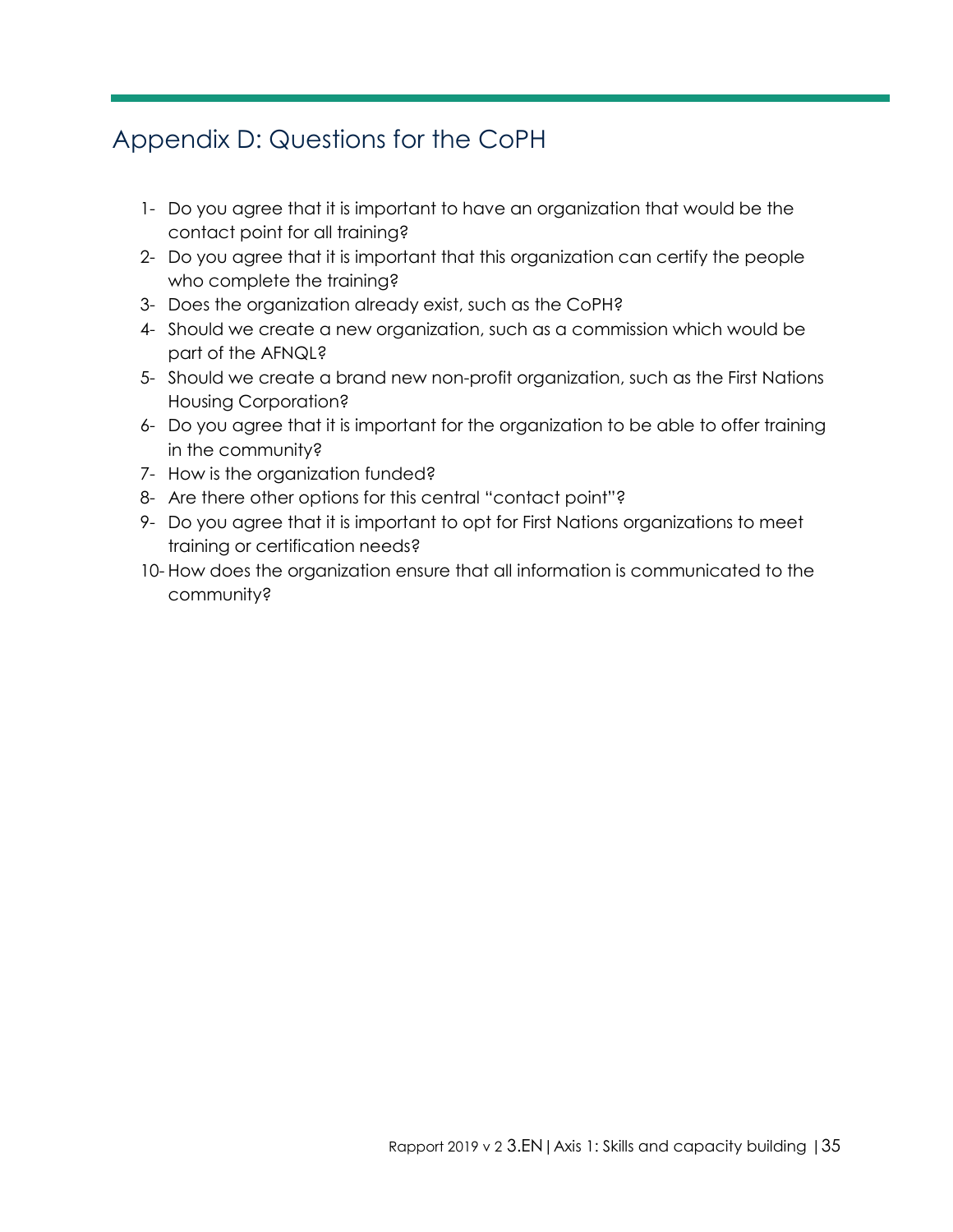# Appendix D: Questions for the CoPH

1- Do you agree that it is important to have an organization that would be the contact point for all training?
2- Do you agree that it is important that this organization can certify the people who complete the training?
3- Does the organization already exist, such as the CoPH?
4- Should we create a new organization, such as a commission which would be part of the AFNQL?
5- Should we create a brand new non-profit organization, such as the First Nations Housing Corporation?
6- Do you agree that it is important for the organization to be able to offer training in the community?
7- How is the organization funded?
8- Are there other options for this central "contact point"?
9- Do you agree that it is important to opt for First Nations organizations to meet training or certification needs?
10- How does the organization ensure that all information is communicated to the community?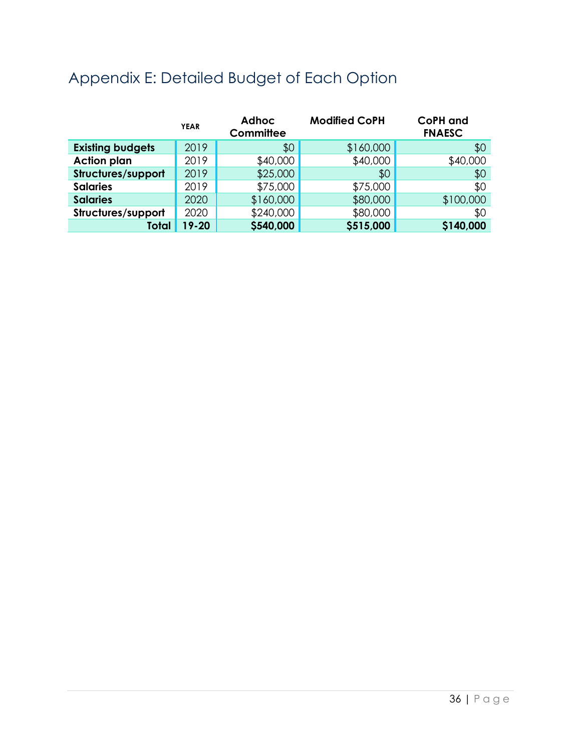# Appendix E: Detailed Budget of Each Option

| | YEAR | Adhoc Committee | Modified CoPH | CoPH and FNAESC |
|---|---|---|---|---|
| **Existing budgets** | 2019 | $0 | $160,000 | $0 |
| **Action plan** | 2019 | $40,000 | $40,000 | $40,000 |
| **Structures/support** | 2019 | $25,000 | $0 | $0 |
| **Salaries** | 2019 | $75,000 | $75,000 | $0 |
| **Salaries** | 2020 | $160,000 | $80,000 | $100,000 |
| **Structures/support** | 2020 | $240,000 | $80,000 | $0 |
| **Total** | **19-20** | **$540,000** | **$515,000** | **$140,000** |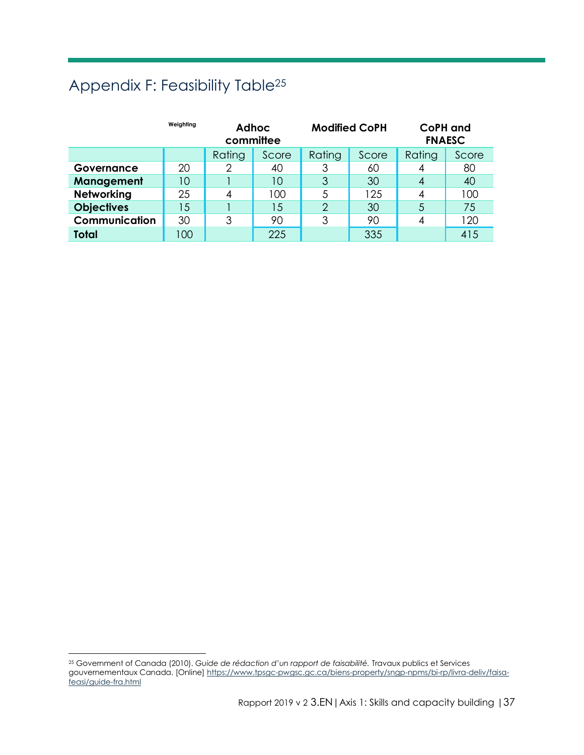## Appendix F: Feasibility Table[25]

| | Weighting | Adhoc committee | | Modified CoPH | | CoPH and FNAESC | |
|---|---|---|---|---|---|---|---|
| | | Rating | Score | Rating | Score | Rating | Score |
| **Governance** | 20 | 2 | 40 | 3 | 60 | 4 | 80 |
| **Management** | 10 | 1 | 10 | 3 | 30 | 4 | 40 |
| **Networking** | 25 | 4 | 100 | 5 | 125 | 4 | 100 |
| **Objectives** | 15 | 1 | 15 | 2 | 30 | 5 | 75 |
| **Communication** | 30 | 3 | 90 | 3 | 90 | 4 | 120 |
| **Total** | 100 | | 225 | | 335 | | 415 |

[25] Government of Canada (2010). *Guide de rédaction d'un rapport de faisabilité.* Travaux publics et Services gouvernementaux Canada. [Online] https://www.tpsgc-pwgsc.gc.ca/biens-property/sngp-npms/bi-rp/livra-deliv/faisa-feasi/guide-fra.html